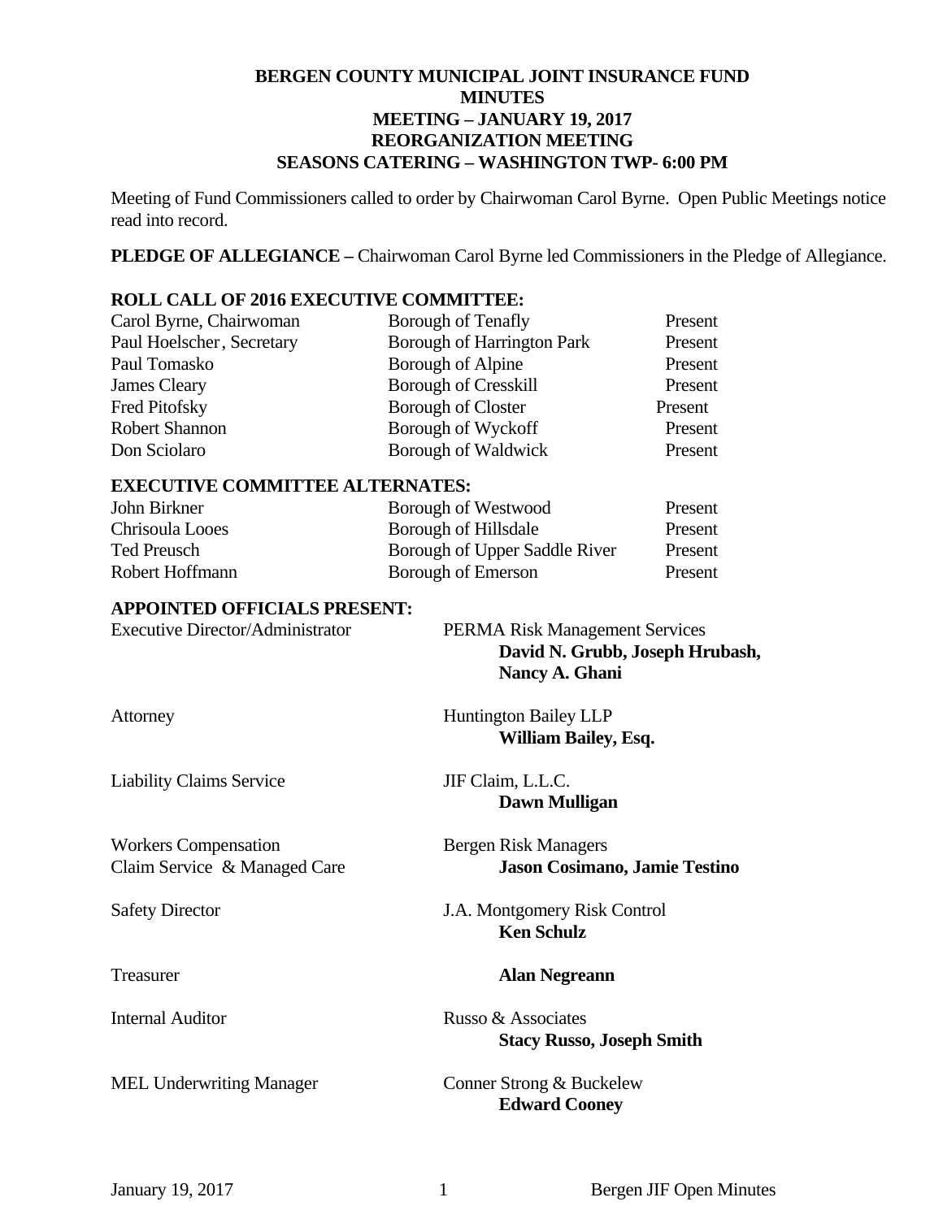# BERGEN COUNTY MUNICIPAL JOINT INSURANCE FUND
# MINUTES
## MEETING – JANUARY 19, 2017
## REORGANIZATION MEETING
## SEASONS CATERING – WASHINGTON TWP- 6:00 PM

Meeting of Fund Commissioners called to order by Chairwoman Carol Byrne. Open Public Meetings notice read into record.

**PLEDGE OF ALLEGIANCE –** Chairwoman Carol Byrne led Commissioners in the Pledge of Allegiance.

**ROLL CALL OF 2016 EXECUTIVE COMMITTEE:**

| | | |
|---|---|---|
| Carol Byrne, Chairwoman | Borough of Tenafly | Present |
| Paul Hoelscher, Secretary | Borough of Harrington Park | Present |
| Paul Tomasko | Borough of Alpine | Present |
| James Cleary | Borough of Cresskill | Present |
| Fred Pitofsky | Borough of Closter | Present |
| Robert Shannon | Borough of Wyckoff | Present |
| Don Sciolaro | Borough of Waldwick | Present |

**EXECUTIVE COMMITTEE ALTERNATES:**

| | | |
|---|---|---|
| John Birkner | Borough of Westwood | Present |
| Chrisoula Looes | Borough of Hillsdale | Present |
| Ted Preusch | Borough of Upper Saddle River | Present |
| Robert Hoffmann | Borough of Emerson | Present |

**APPOINTED OFFICIALS PRESENT:**

| | |
|---|---|
| Executive Director/Administrator | PERMA Risk Management Services<br>**David N. Grubb, Joseph Hrubash, Nancy A. Ghani** |
| Attorney | Huntington Bailey LLP<br>**William Bailey, Esq.** |
| Liability Claims Service | JIF Claim, L.L.C.<br>**Dawn Mulligan** |
| Workers Compensation Claim Service & Managed Care | Bergen Risk Managers<br>**Jason Cosimano, Jamie Testino** |
| Safety Director | J.A. Montgomery Risk Control<br>**Ken Schulz** |
| Treasurer | **Alan Negreann** |
| Internal Auditor | Russo & Associates<br>**Stacy Russo, Joseph Smith** |
| MEL Underwriting Manager | Conner Strong & Buckelew<br>**Edward Cooney** |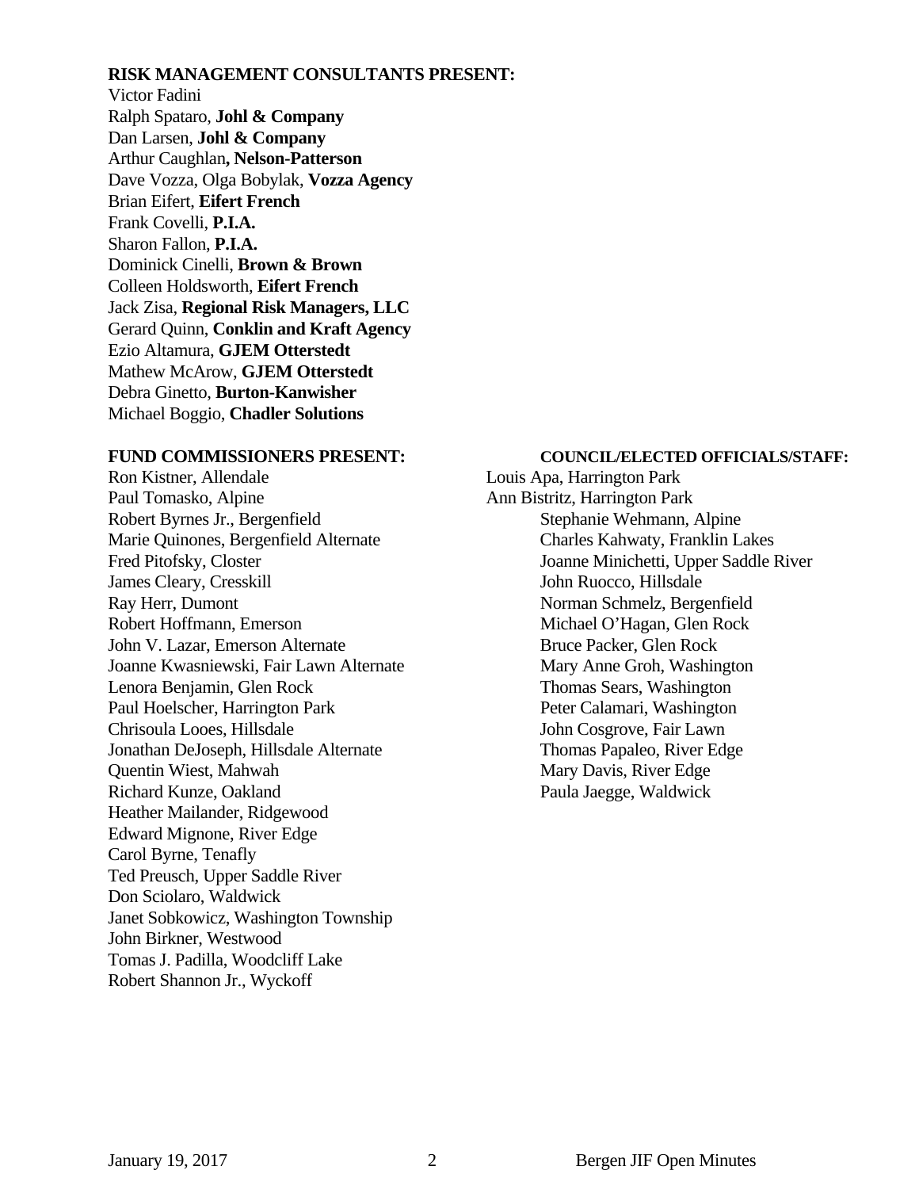**RISK MANAGEMENT CONSULTANTS PRESENT:**

Victor Fadini
Ralph Spataro, **Johl & Company**
Dan Larsen, **Johl & Company**
Arthur Caughlan**, Nelson-Patterson**
Dave Vozza, Olga Bobylak, **Vozza Agency**
Brian Eifert, **Eifert French**
Frank Covelli, **P.I.A.**
Sharon Fallon, **P.I.A.**
Dominick Cinelli, **Brown & Brown**
Colleen Holdsworth, **Eifert French**
Jack Zisa, **Regional Risk Managers, LLC**
Gerard Quinn, **Conklin and Kraft Agency**
Ezio Altamura, **GJEM Otterstedt**
Mathew McArow, **GJEM Otterstedt**
Debra Ginetto, **Burton-Kanwisher**
Michael Boggio, **Chadler Solutions**

**FUND COMMISSIONERS PRESENT:**

Ron Kistner, Allendale
Paul Tomasko, Alpine
Robert Byrnes Jr., Bergenfield
Marie Quinones, Bergenfield Alternate
Fred Pitofsky, Closter
James Cleary, Cresskill
Ray Herr, Dumont
Robert Hoffmann, Emerson
John V. Lazar, Emerson Alternate
Joanne Kwasniewski, Fair Lawn Alternate
Lenora Benjamin, Glen Rock
Paul Hoelscher, Harrington Park
Chrisoula Looes, Hillsdale
Jonathan DeJoseph, Hillsdale Alternate
Quentin Wiest, Mahwah
Richard Kunze, Oakland
Heather Mailander, Ridgewood
Edward Mignone, River Edge
Carol Byrne, Tenafly
Ted Preusch, Upper Saddle River
Don Sciolaro, Waldwick
Janet Sobkowicz, Washington Township
John Birkner, Westwood
Tomas J. Padilla, Woodcliff Lake
Robert Shannon Jr., Wyckoff

**COUNCIL/ELECTED OFFICIALS/STAFF:**

Louis Apa, Harrington Park
Ann Bistritz, Harrington Park
Stephanie Wehmann, Alpine
Charles Kahwaty, Franklin Lakes
Joanne Minichetti, Upper Saddle River
John Ruocco, Hillsdale
Norman Schmelz, Bergenfield
Michael O'Hagan, Glen Rock
Bruce Packer, Glen Rock
Mary Anne Groh, Washington
Thomas Sears, Washington
Peter Calamari, Washington
John Cosgrove, Fair Lawn
Thomas Papaleo, River Edge
Mary Davis, River Edge
Paula Jaegge, Waldwick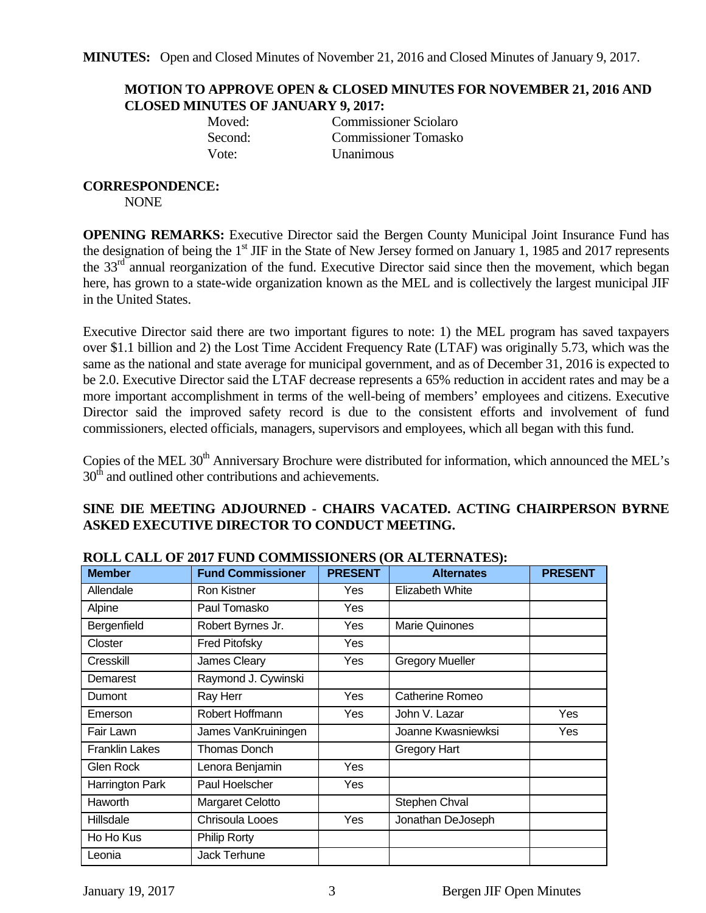**MINUTES:** Open and Closed Minutes of November 21, 2016 and Closed Minutes of January 9, 2017.

**MOTION TO APPROVE OPEN & CLOSED MINUTES FOR NOVEMBER 21, 2016 AND CLOSED MINUTES OF JANUARY 9, 2017:**

Moved: Commissioner Sciolaro
Second: Commissioner Tomasko
Vote: Unanimous

**CORRESPONDENCE:**
NONE

**OPENING REMARKS:** Executive Director said the Bergen County Municipal Joint Insurance Fund has the designation of being the 1st JIF in the State of New Jersey formed on January 1, 1985 and 2017 represents the 33rd annual reorganization of the fund. Executive Director said since then the movement, which began here, has grown to a state-wide organization known as the MEL and is collectively the largest municipal JIF in the United States.

Executive Director said there are two important figures to note: 1) the MEL program has saved taxpayers over $1.1 billion and 2) the Lost Time Accident Frequency Rate (LTAF) was originally 5.73, which was the same as the national and state average for municipal government, and as of December 31, 2016 is expected to be 2.0. Executive Director said the LTAF decrease represents a 65% reduction in accident rates and may be a more important accomplishment in terms of the well-being of members' employees and citizens. Executive Director said the improved safety record is due to the consistent efforts and involvement of fund commissioners, elected officials, managers, supervisors and employees, which all began with this fund.

Copies of the MEL 30th Anniversary Brochure were distributed for information, which announced the MEL's 30th and outlined other contributions and achievements.

**SINE DIE MEETING ADJOURNED - CHAIRS VACATED. ACTING CHAIRPERSON BYRNE ASKED EXECUTIVE DIRECTOR TO CONDUCT MEETING.**

**ROLL CALL OF 2017 FUND COMMISSIONERS (OR ALTERNATES):**

| Member | Fund Commissioner | PRESENT | Alternates | PRESENT |
|---|---|---|---|---|
| Allendale | Ron Kistner | Yes | Elizabeth White | |
| Alpine | Paul Tomasko | Yes | | |
| Bergenfield | Robert Byrnes Jr. | Yes | Marie Quinones | |
| Closter | Fred Pitofsky | Yes | | |
| Cresskill | James Cleary | Yes | Gregory Mueller | |
| Demarest | Raymond J. Cywinski | | | |
| Dumont | Ray Herr | Yes | Catherine Romeo | |
| Emerson | Robert Hoffmann | Yes | John V. Lazar | Yes |
| Fair Lawn | James VanKruiningen | | Joanne Kwasniewksi | Yes |
| Franklin Lakes | Thomas Donch | | Gregory Hart | |
| Glen Rock | Lenora Benjamin | Yes | | |
| Harrington Park | Paul Hoelscher | Yes | | |
| Haworth | Margaret Celotto | | Stephen Chval | |
| Hillsdale | Chrisoula Looes | Yes | Jonathan DeJoseph | |
| Ho Ho Kus | Philip Rorty | | | |
| Leonia | Jack Terhune | | | |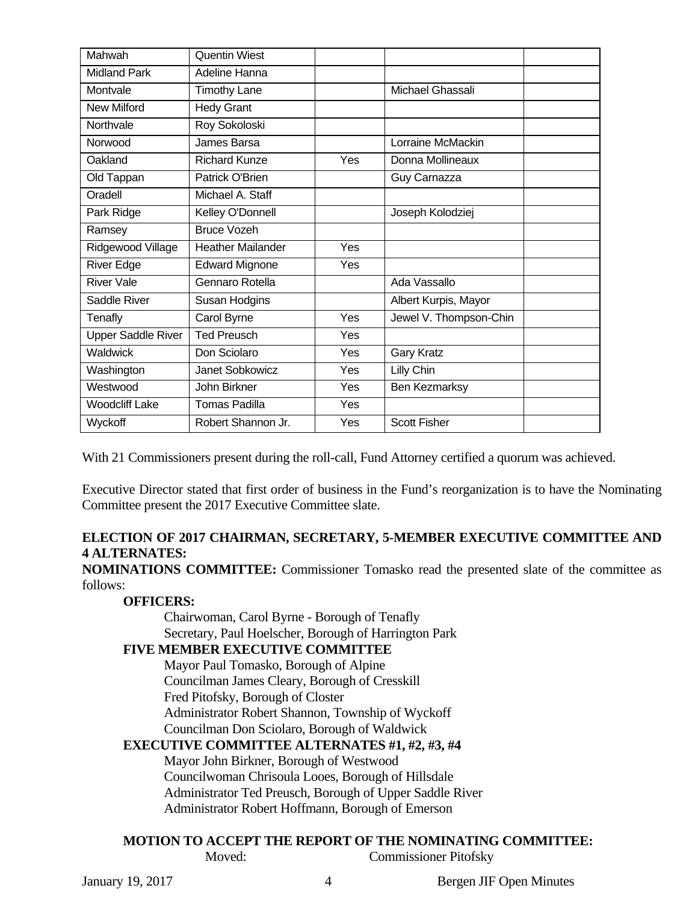| Mahwah | Quentin Wiest | | | |
|---|---|---|---|---|
| Midland Park | Adeline Hanna | | | |
| Montvale | Timothy Lane | | Michael Ghassali | |
| New Milford | Hedy Grant | | | |
| Northvale | Roy Sokoloski | | | |
| Norwood | James Barsa | | Lorraine McMackin | |
| Oakland | Richard Kunze | Yes | Donna Mollineaux | |
| Old Tappan | Patrick O'Brien | | Guy Carnazza | |
| Oradell | Michael A. Staff | | | |
| Park Ridge | Kelley O'Donnell | | Joseph Kolodziej | |
| Ramsey | Bruce Vozeh | | | |
| Ridgewood Village | Heather Mailander | Yes | | |
| River Edge | Edward Mignone | Yes | | |
| River Vale | Gennaro Rotella | | Ada Vassallo | |
| Saddle River | Susan Hodgins | | Albert Kurpis, Mayor | |
| Tenafly | Carol Byrne | Yes | Jewel V. Thompson-Chin | |
| Upper Saddle River | Ted Preusch | Yes | | |
| Waldwick | Don Sciolaro | Yes | Gary Kratz | |
| Washington | Janet Sobkowicz | Yes | Lilly Chin | |
| Westwood | John Birkner | Yes | Ben Kezmarksy | |
| Woodcliff Lake | Tomas Padilla | Yes | | |
| Wyckoff | Robert Shannon Jr. | Yes | Scott Fisher | |

With 21 Commissioners present during the roll-call, Fund Attorney certified a quorum was achieved.

Executive Director stated that first order of business in the Fund's reorganization is to have the Nominating Committee present the 2017 Executive Committee slate.

**ELECTION OF 2017 CHAIRMAN, SECRETARY, 5-MEMBER EXECUTIVE COMMITTEE AND 4 ALTERNATES:**

**NOMINATIONS COMMITTEE:** Commissioner Tomasko read the presented slate of the committee as follows:

**OFFICERS:**

Chairwoman, Carol Byrne - Borough of Tenafly
Secretary, Paul Hoelscher, Borough of Harrington Park

**FIVE MEMBER EXECUTIVE COMMITTEE**

Mayor Paul Tomasko, Borough of Alpine
Councilman James Cleary, Borough of Cresskill
Fred Pitofsky, Borough of Closter
Administrator Robert Shannon, Township of Wyckoff
Councilman Don Sciolaro, Borough of Waldwick

**EXECUTIVE COMMITTEE ALTERNATES #1, #2, #3, #4**

Mayor John Birkner, Borough of Westwood
Councilwoman Chrisoula Looes, Borough of Hillsdale
Administrator Ted Preusch, Borough of Upper Saddle River
Administrator Robert Hoffmann, Borough of Emerson

**MOTION TO ACCEPT THE REPORT OF THE NOMINATING COMMITTEE:**

Moved: Commissioner Pitofsky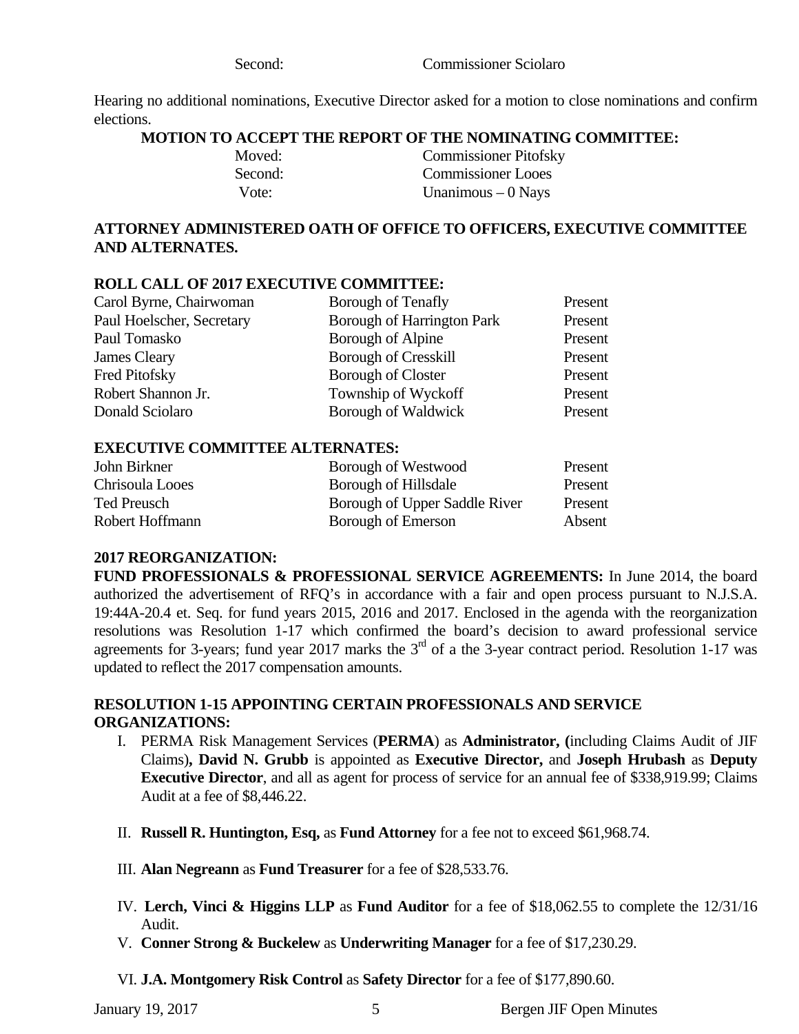Second: Commissioner Sciolaro

Hearing no additional nominations, Executive Director asked for a motion to close nominations and confirm elections.

**MOTION TO ACCEPT THE REPORT OF THE NOMINATING COMMITTEE:**

| | |
|---|---|
| Moved: | Commissioner Pitofsky |
| Second: | Commissioner Looes |
| Vote: | Unanimous – 0 Nays |

**ATTORNEY ADMINISTERED OATH OF OFFICE TO OFFICERS, EXECUTIVE COMMITTEE AND ALTERNATES.**

**ROLL CALL OF 2017 EXECUTIVE COMMITTEE:**

| | | |
|---|---|---|
| Carol Byrne, Chairwoman | Borough of Tenafly | Present |
| Paul Hoelscher, Secretary | Borough of Harrington Park | Present |
| Paul Tomasko | Borough of Alpine | Present |
| James Cleary | Borough of Cresskill | Present |
| Fred Pitofsky | Borough of Closter | Present |
| Robert Shannon Jr. | Township of Wyckoff | Present |
| Donald Sciolaro | Borough of Waldwick | Present |

**EXECUTIVE COMMITTEE ALTERNATES:**

| | | |
|---|---|---|
| John Birkner | Borough of Westwood | Present |
| Chrisoula Looes | Borough of Hillsdale | Present |
| Ted Preusch | Borough of Upper Saddle River | Present |
| Robert Hoffmann | Borough of Emerson | Absent |

**2017 REORGANIZATION:**

**FUND PROFESSIONALS & PROFESSIONAL SERVICE AGREEMENTS:** In June 2014, the board authorized the advertisement of RFQ's in accordance with a fair and open process pursuant to N.J.S.A. 19:44A-20.4 et. Seq. for fund years 2015, 2016 and 2017. Enclosed in the agenda with the reorganization resolutions was Resolution 1-17 which confirmed the board's decision to award professional service agreements for 3-years; fund year 2017 marks the 3rd of a the 3-year contract period. Resolution 1-17 was updated to reflect the 2017 compensation amounts.

**RESOLUTION 1-15 APPOINTING CERTAIN PROFESSIONALS AND SERVICE ORGANIZATIONS:**

I. PERMA Risk Management Services (**PERMA**) as **Administrator, (**including Claims Audit of JIF Claims)**, David N. Grubb** is appointed as **Executive Director,** and **Joseph Hrubash** as **Deputy Executive Director**, and all as agent for process of service for an annual fee of $338,919.99; Claims Audit at a fee of $8,446.22.

II. **Russell R. Huntington, Esq,** as **Fund Attorney** for a fee not to exceed $61,968.74.

III. **Alan Negreann** as **Fund Treasurer** for a fee of $28,533.76.

IV. **Lerch, Vinci & Higgins LLP** as **Fund Auditor** for a fee of $18,062.55 to complete the 12/31/16 Audit.

V. **Conner Strong & Buckelew** as **Underwriting Manager** for a fee of $17,230.29.

VI. **J.A. Montgomery Risk Control** as **Safety Director** for a fee of $177,890.60.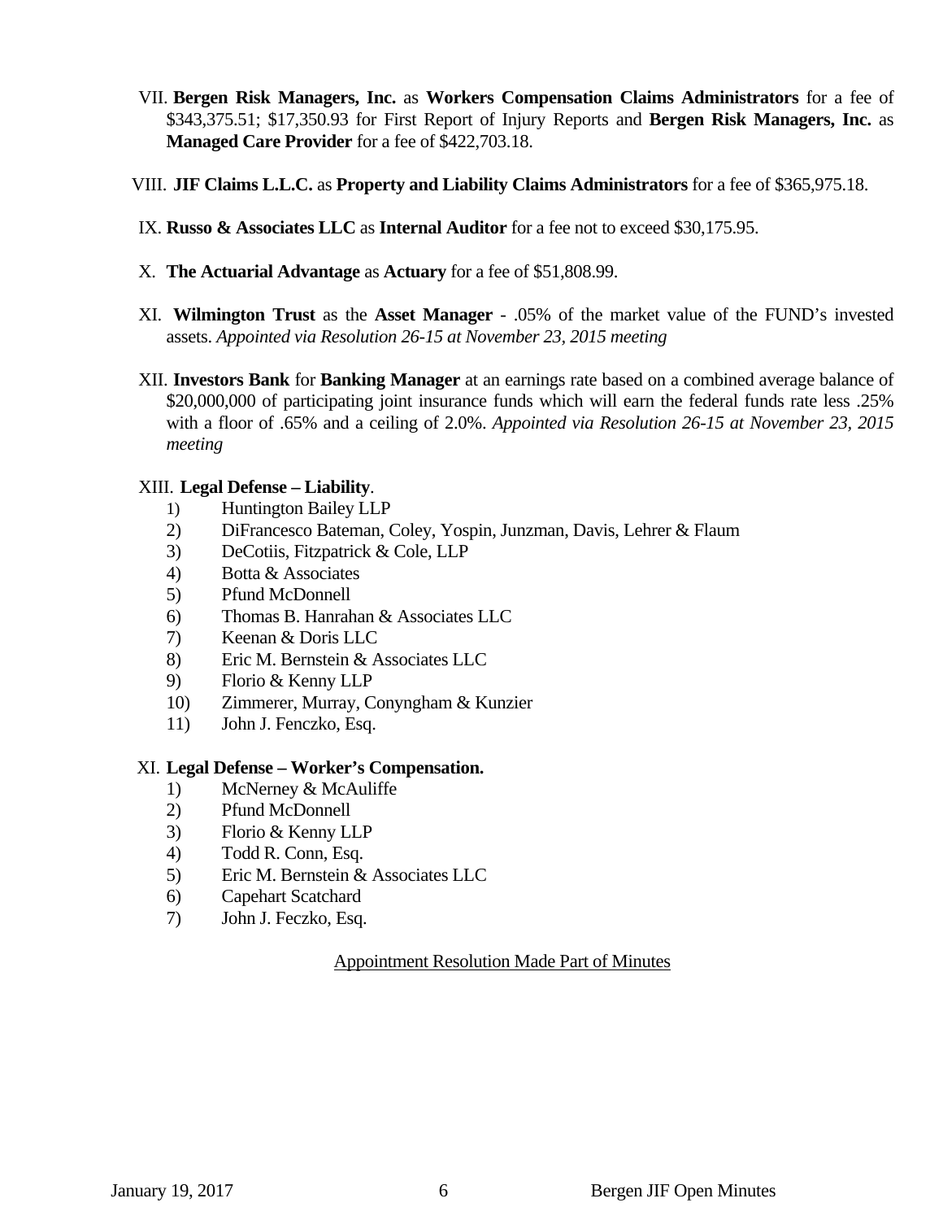VII. **Bergen Risk Managers, Inc.** as **Workers Compensation Claims Administrators** for a fee of $343,375.51; $17,350.93 for First Report of Injury Reports and **Bergen Risk Managers, Inc.** as **Managed Care Provider** for a fee of $422,703.18.

VIII. **JIF Claims L.L.C.** as **Property and Liability Claims Administrators** for a fee of $365,975.18.

IX. **Russo & Associates LLC** as **Internal Auditor** for a fee not to exceed $30,175.95.

X. **The Actuarial Advantage** as **Actuary** for a fee of $51,808.99.

XI. **Wilmington Trust** as the **Asset Manager** - .05% of the market value of the FUND's invested assets. *Appointed via Resolution 26-15 at November 23, 2015 meeting*

XII. **Investors Bank** for **Banking Manager** at an earnings rate based on a combined average balance of $20,000,000 of participating joint insurance funds which will earn the federal funds rate less .25% with a floor of .65% and a ceiling of 2.0%. *Appointed via Resolution 26-15 at November 23, 2015 meeting*

XIII. **Legal Defense – Liability**.

1) Huntington Bailey LLP
2) DiFrancesco Bateman, Coley, Yospin, Junzman, Davis, Lehrer & Flaum
3) DeCotiis, Fitzpatrick & Cole, LLP
4) Botta & Associates
5) Pfund McDonnell
6) Thomas B. Hanrahan & Associates LLC
7) Keenan & Doris LLC
8) Eric M. Bernstein & Associates LLC
9) Florio & Kenny LLP
10) Zimmerer, Murray, Conyngham & Kunzier
11) John J. Fenczko, Esq.

XI. **Legal Defense – Worker's Compensation.**

1) McNerney & McAuliffe
2) Pfund McDonnell
3) Florio & Kenny LLP
4) Todd R. Conn, Esq.
5) Eric M. Bernstein & Associates LLC
6) Capehart Scatchard
7) John J. Feczko, Esq.

Appointment Resolution Made Part of Minutes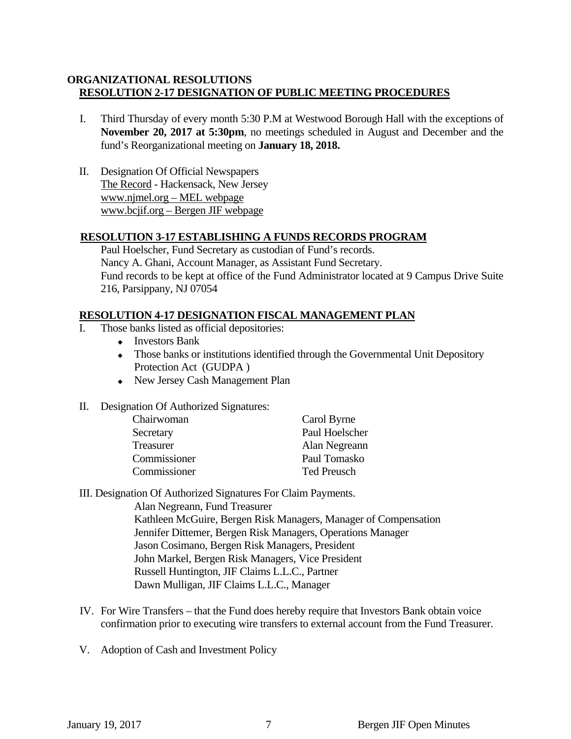## ORGANIZATIONAL RESOLUTIONS

### RESOLUTION 2-17 DESIGNATION OF PUBLIC MEETING PROCEDURES

I. Third Thursday of every month 5:30 P.M at Westwood Borough Hall with the exceptions of **November 20, 2017 at 5:30pm**, no meetings scheduled in August and December and the fund's Reorganizational meeting on **January 18, 2018.**

II. Designation Of Official Newspapers
The Record - Hackensack, New Jersey
www.njmel.org – MEL webpage
www.bcjif.org – Bergen JIF webpage

### RESOLUTION 3-17 ESTABLISHING A FUNDS RECORDS PROGRAM

Paul Hoelscher, Fund Secretary as custodian of Fund's records.
Nancy A. Ghani, Account Manager, as Assistant Fund Secretary.
Fund records to be kept at office of the Fund Administrator located at 9 Campus Drive Suite 216, Parsippany, NJ 07054

### RESOLUTION 4-17 DESIGNATION FISCAL MANAGEMENT PLAN

I. Those banks listed as official depositories:
- Investors Bank
- Those banks or institutions identified through the Governmental Unit Depository Protection Act (GUDPA )
- New Jersey Cash Management Plan

II. Designation Of Authorized Signatures:

| | |
|---|---|
| Chairwoman | Carol Byrne |
| Secretary | Paul Hoelscher |
| Treasurer | Alan Negreann |
| Commissioner | Paul Tomasko |
| Commissioner | Ted Preusch |

III. Designation Of Authorized Signatures For Claim Payments.
Alan Negreann, Fund Treasurer
Kathleen McGuire, Bergen Risk Managers, Manager of Compensation
Jennifer Dittemer, Bergen Risk Managers, Operations Manager
Jason Cosimano, Bergen Risk Managers, President
John Markel, Bergen Risk Managers, Vice President
Russell Huntington, JIF Claims L.L.C., Partner
Dawn Mulligan, JIF Claims L.L.C., Manager

IV. For Wire Transfers – that the Fund does hereby require that Investors Bank obtain voice confirmation prior to executing wire transfers to external account from the Fund Treasurer.

V. Adoption of Cash and Investment Policy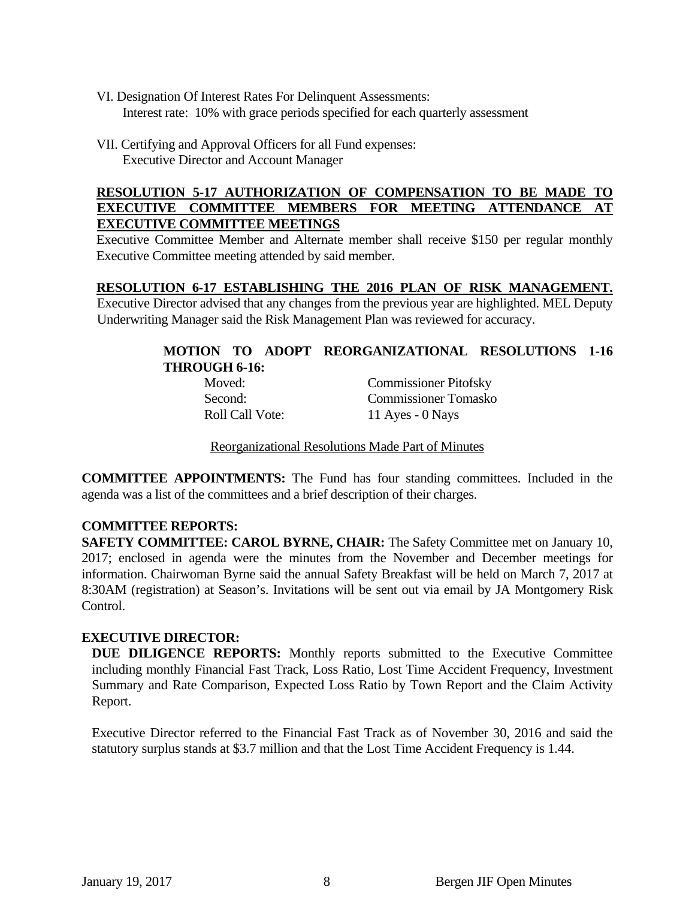VI. Designation Of Interest Rates For Delinquent Assessments:
Interest rate: 10% with grace periods specified for each quarterly assessment

VII. Certifying and Approval Officers for all Fund expenses:
Executive Director and Account Manager

**RESOLUTION 5-17 AUTHORIZATION OF COMPENSATION TO BE MADE TO EXECUTIVE COMMITTEE MEMBERS FOR MEETING ATTENDANCE AT EXECUTIVE COMMITTEE MEETINGS**

Executive Committee Member and Alternate member shall receive $150 per regular monthly Executive Committee meeting attended by said member.

**RESOLUTION 6-17 ESTABLISHING THE 2016 PLAN OF RISK MANAGEMENT.** Executive Director advised that any changes from the previous year are highlighted. MEL Deputy Underwriting Manager said the Risk Management Plan was reviewed for accuracy.

**MOTION TO ADOPT REORGANIZATIONAL RESOLUTIONS 1-16 THROUGH 6-16:**

| | |
|---|---|
| Moved: | Commissioner Pitofsky |
| Second: | Commissioner Tomasko |
| Roll Call Vote: | 11 Ayes - 0 Nays |

Reorganizational Resolutions Made Part of Minutes

**COMMITTEE APPOINTMENTS:** The Fund has four standing committees. Included in the agenda was a list of the committees and a brief description of their charges.

**COMMITTEE REPORTS:**

**SAFETY COMMITTEE: CAROL BYRNE, CHAIR:** The Safety Committee met on January 10, 2017; enclosed in agenda were the minutes from the November and December meetings for information. Chairwoman Byrne said the annual Safety Breakfast will be held on March 7, 2017 at 8:30AM (registration) at Season's. Invitations will be sent out via email by JA Montgomery Risk Control.

**EXECUTIVE DIRECTOR:**

**DUE DILIGENCE REPORTS:** Monthly reports submitted to the Executive Committee including monthly Financial Fast Track, Loss Ratio, Lost Time Accident Frequency, Investment Summary and Rate Comparison, Expected Loss Ratio by Town Report and the Claim Activity Report.

Executive Director referred to the Financial Fast Track as of November 30, 2016 and said the statutory surplus stands at $3.7 million and that the Lost Time Accident Frequency is 1.44.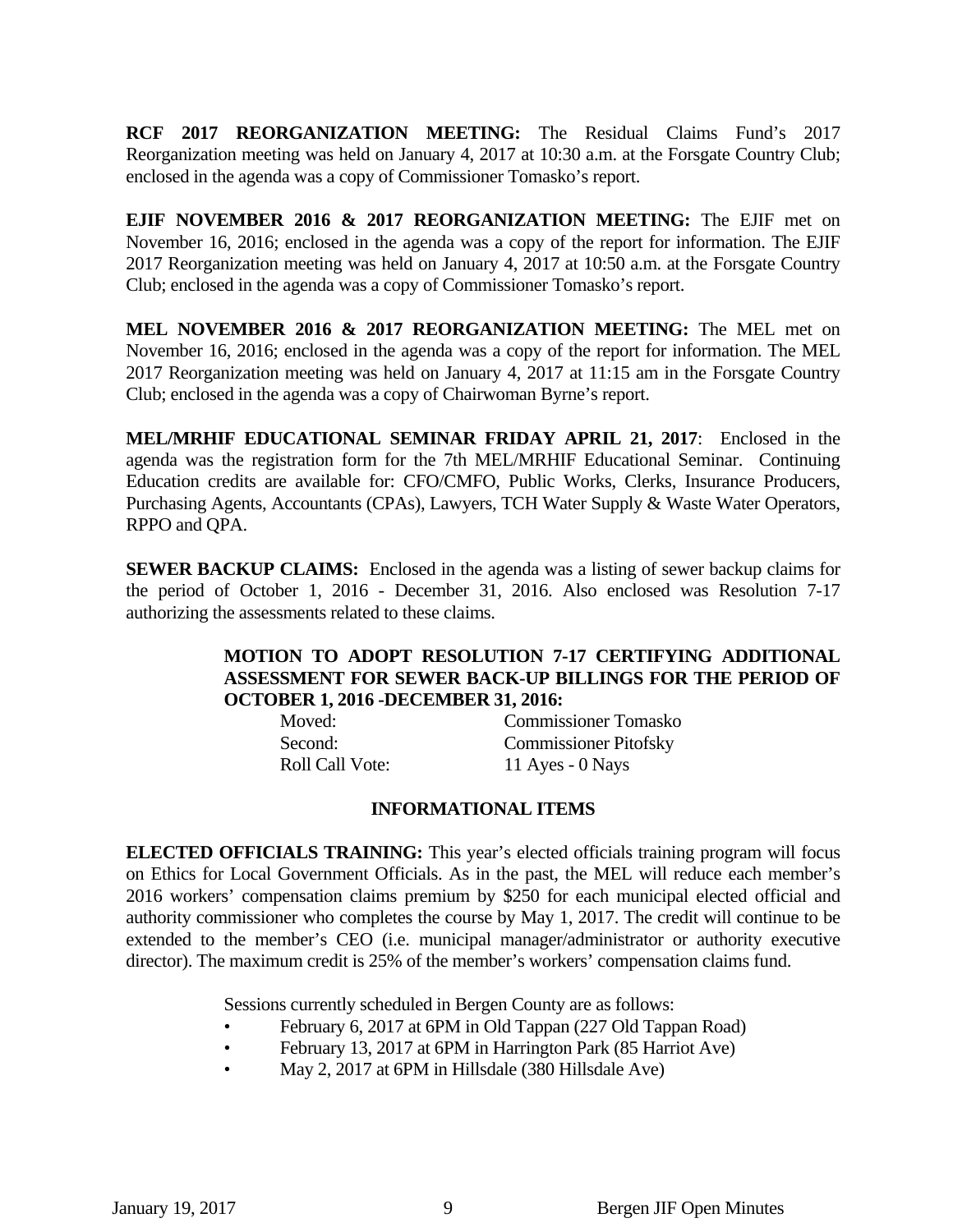**RCF 2017 REORGANIZATION MEETING:** The Residual Claims Fund's 2017 Reorganization meeting was held on January 4, 2017 at 10:30 a.m. at the Forsgate Country Club; enclosed in the agenda was a copy of Commissioner Tomasko's report.

**EJIF NOVEMBER 2016 & 2017 REORGANIZATION MEETING:** The EJIF met on November 16, 2016; enclosed in the agenda was a copy of the report for information. The EJIF 2017 Reorganization meeting was held on January 4, 2017 at 10:50 a.m. at the Forsgate Country Club; enclosed in the agenda was a copy of Commissioner Tomasko's report.

**MEL NOVEMBER 2016 & 2017 REORGANIZATION MEETING:** The MEL met on November 16, 2016; enclosed in the agenda was a copy of the report for information. The MEL 2017 Reorganization meeting was held on January 4, 2017 at 11:15 am in the Forsgate Country Club; enclosed in the agenda was a copy of Chairwoman Byrne's report.

**MEL/MRHIF EDUCATIONAL SEMINAR FRIDAY APRIL 21, 2017**: Enclosed in the agenda was the registration form for the 7th MEL/MRHIF Educational Seminar. Continuing Education credits are available for: CFO/CMFO, Public Works, Clerks, Insurance Producers, Purchasing Agents, Accountants (CPAs), Lawyers, TCH Water Supply & Waste Water Operators, RPPO and QPA.

**SEWER BACKUP CLAIMS:** Enclosed in the agenda was a listing of sewer backup claims for the period of October 1, 2016 - December 31, 2016. Also enclosed was Resolution 7-17 authorizing the assessments related to these claims.

**MOTION TO ADOPT RESOLUTION 7-17 CERTIFYING ADDITIONAL ASSESSMENT FOR SEWER BACK-UP BILLINGS FOR THE PERIOD OF OCTOBER 1, 2016 -DECEMBER 31, 2016:**

Moved: Commissioner Tomasko
Second: Commissioner Pitofsky
Roll Call Vote: 11 Ayes - 0 Nays

**INFORMATIONAL ITEMS**

**ELECTED OFFICIALS TRAINING:** This year's elected officials training program will focus on Ethics for Local Government Officials. As in the past, the MEL will reduce each member's 2016 workers' compensation claims premium by $250 for each municipal elected official and authority commissioner who completes the course by May 1, 2017. The credit will continue to be extended to the member's CEO (i.e. municipal manager/administrator or authority executive director). The maximum credit is 25% of the member's workers' compensation claims fund.

Sessions currently scheduled in Bergen County are as follows:

- February 6, 2017 at 6PM in Old Tappan (227 Old Tappan Road)
- February 13, 2017 at 6PM in Harrington Park (85 Harriot Ave)
- May 2, 2017 at 6PM in Hillsdale (380 Hillsdale Ave)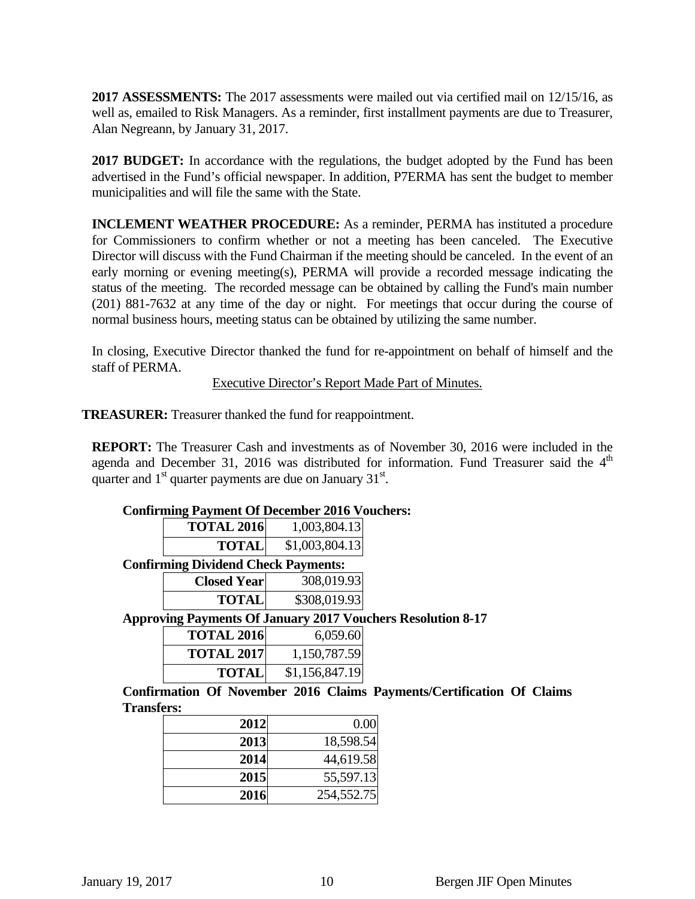**2017 ASSESSMENTS:** The 2017 assessments were mailed out via certified mail on 12/15/16, as well as, emailed to Risk Managers. As a reminder, first installment payments are due to Treasurer, Alan Negreann, by January 31, 2017.

**2017 BUDGET:** In accordance with the regulations, the budget adopted by the Fund has been advertised in the Fund's official newspaper. In addition, P7ERMA has sent the budget to member municipalities and will file the same with the State.

**INCLEMENT WEATHER PROCEDURE:** As a reminder, PERMA has instituted a procedure for Commissioners to confirm whether or not a meeting has been canceled. The Executive Director will discuss with the Fund Chairman if the meeting should be canceled. In the event of an early morning or evening meeting(s), PERMA will provide a recorded message indicating the status of the meeting. The recorded message can be obtained by calling the Fund's main number (201) 881-7632 at any time of the day or night. For meetings that occur during the course of normal business hours, meeting status can be obtained by utilizing the same number.

In closing, Executive Director thanked the fund for re-appointment on behalf of himself and the staff of PERMA.

Executive Director's Report Made Part of Minutes.

**TREASURER:** Treasurer thanked the fund for reappointment.

**REPORT:** The Treasurer Cash and investments as of November 30, 2016 were included in the agenda and December 31, 2016 was distributed for information. Fund Treasurer said the 4th quarter and 1st quarter payments are due on January 31st.

**Confirming Payment Of December 2016 Vouchers:**

| | |
|---|---|
| **TOTAL 2016** | 1,003,804.13 |
| **TOTAL** | $1,003,804.13 |

**Confirming Dividend Check Payments:**

| | |
|---|---|
| **Closed Year** | 308,019.93 |
| **TOTAL** | $308,019.93 |

**Approving Payments Of January 2017 Vouchers Resolution 8-17**

| | |
|---|---|
| **TOTAL 2016** | 6,059.60 |
| **TOTAL 2017** | 1,150,787.59 |
| **TOTAL** | $1,156,847.19 |

**Confirmation Of November 2016 Claims Payments/Certification Of Claims Transfers:**

| | |
|---|---|
| **2012** | 0.00 |
| **2013** | 18,598.54 |
| **2014** | 44,619.58 |
| **2015** | 55,597.13 |
| **2016** | 254,552.75 |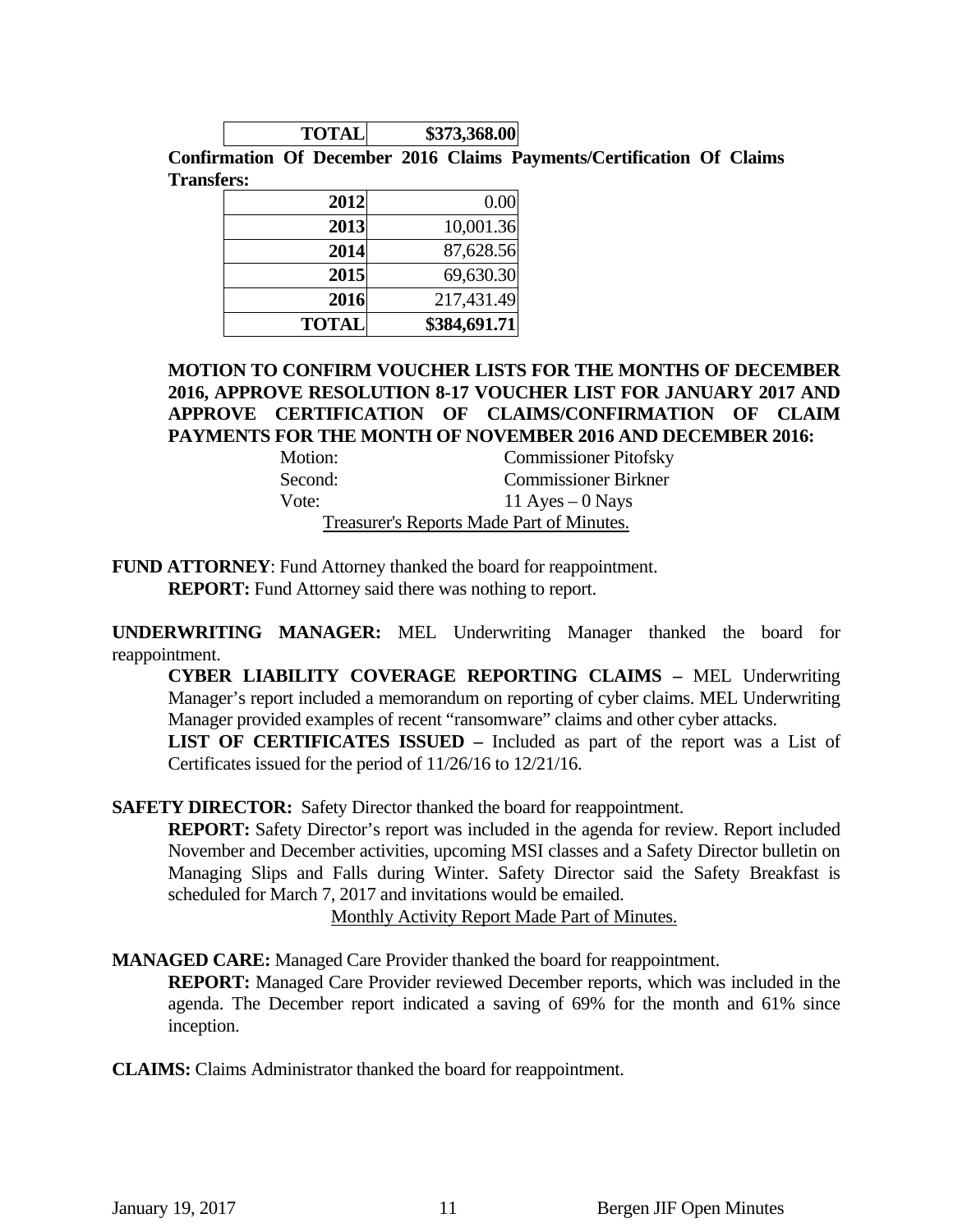| TOTAL | $373,368.00 |
|---|---|

**Confirmation Of December 2016 Claims Payments/Certification Of Claims Transfers:**

| | |
|---|---|
| **2012** | 0.00 |
| **2013** | 10,001.36 |
| **2014** | 87,628.56 |
| **2015** | 69,630.30 |
| **2016** | 217,431.49 |
| **TOTAL** | **$384,691.71** |

**MOTION TO CONFIRM VOUCHER LISTS FOR THE MONTHS OF DECEMBER 2016, APPROVE RESOLUTION 8-17 VOUCHER LIST FOR JANUARY 2017 AND APPROVE CERTIFICATION OF CLAIMS/CONFIRMATION OF CLAIM PAYMENTS FOR THE MONTH OF NOVEMBER 2016 AND DECEMBER 2016:**

Motion: Commissioner Pitofsky
Second: Commissioner Birkner
Vote: 11 Ayes – 0 Nays

Treasurer's Reports Made Part of Minutes.

**FUND ATTORNEY**: Fund Attorney thanked the board for reappointment.
**REPORT:** Fund Attorney said there was nothing to report.

**UNDERWRITING MANAGER:** MEL Underwriting Manager thanked the board for reappointment.

**CYBER LIABILITY COVERAGE REPORTING CLAIMS –** MEL Underwriting Manager's report included a memorandum on reporting of cyber claims. MEL Underwriting Manager provided examples of recent "ransomware" claims and other cyber attacks.

**LIST OF CERTIFICATES ISSUED –** Included as part of the report was a List of Certificates issued for the period of 11/26/16 to 12/21/16.

**SAFETY DIRECTOR:** Safety Director thanked the board for reappointment.

**REPORT:** Safety Director's report was included in the agenda for review. Report included November and December activities, upcoming MSI classes and a Safety Director bulletin on Managing Slips and Falls during Winter. Safety Director said the Safety Breakfast is scheduled for March 7, 2017 and invitations would be emailed.

Monthly Activity Report Made Part of Minutes.

**MANAGED CARE:** Managed Care Provider thanked the board for reappointment.

**REPORT:** Managed Care Provider reviewed December reports, which was included in the agenda. The December report indicated a saving of 69% for the month and 61% since inception.

**CLAIMS:** Claims Administrator thanked the board for reappointment.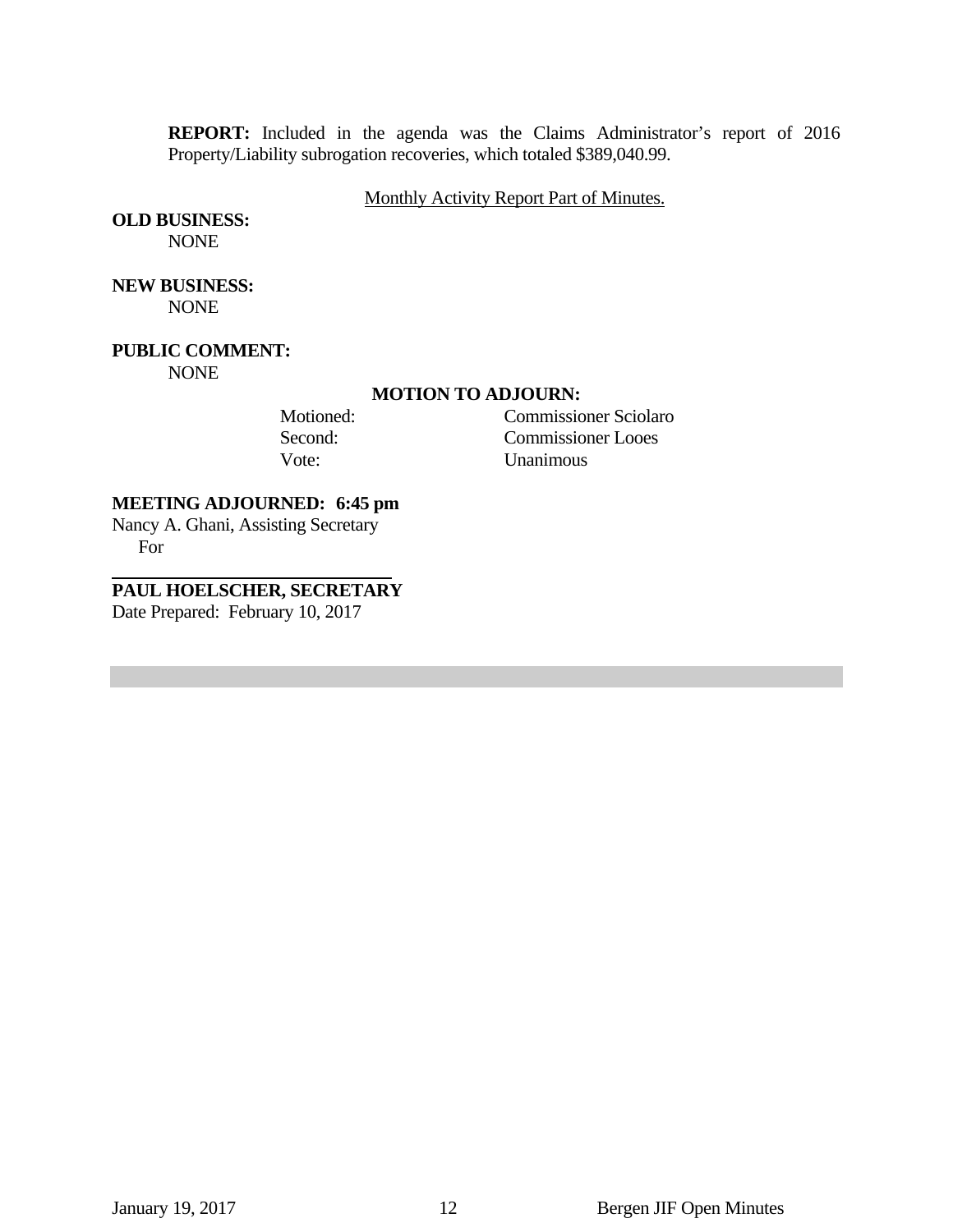**REPORT:** Included in the agenda was the Claims Administrator's report of 2016 Property/Liability subrogation recoveries, which totaled $389,040.99.

Monthly Activity Report Part of Minutes.

**OLD BUSINESS:**
NONE

**NEW BUSINESS:**
NONE

**PUBLIC COMMENT:**
NONE

**MOTION TO ADJOURN:**

| | |
|---|---|
| Motioned: | Commissioner Sciolaro |
| Second: | Commissioner Looes |
| Vote: | Unanimous |

**MEETING ADJOURNED: 6:45 pm**

Nancy A. Ghani, Assisting Secretary
For

______________________________

**PAUL HOELSCHER, SECRETARY**

Date Prepared: February 10, 2017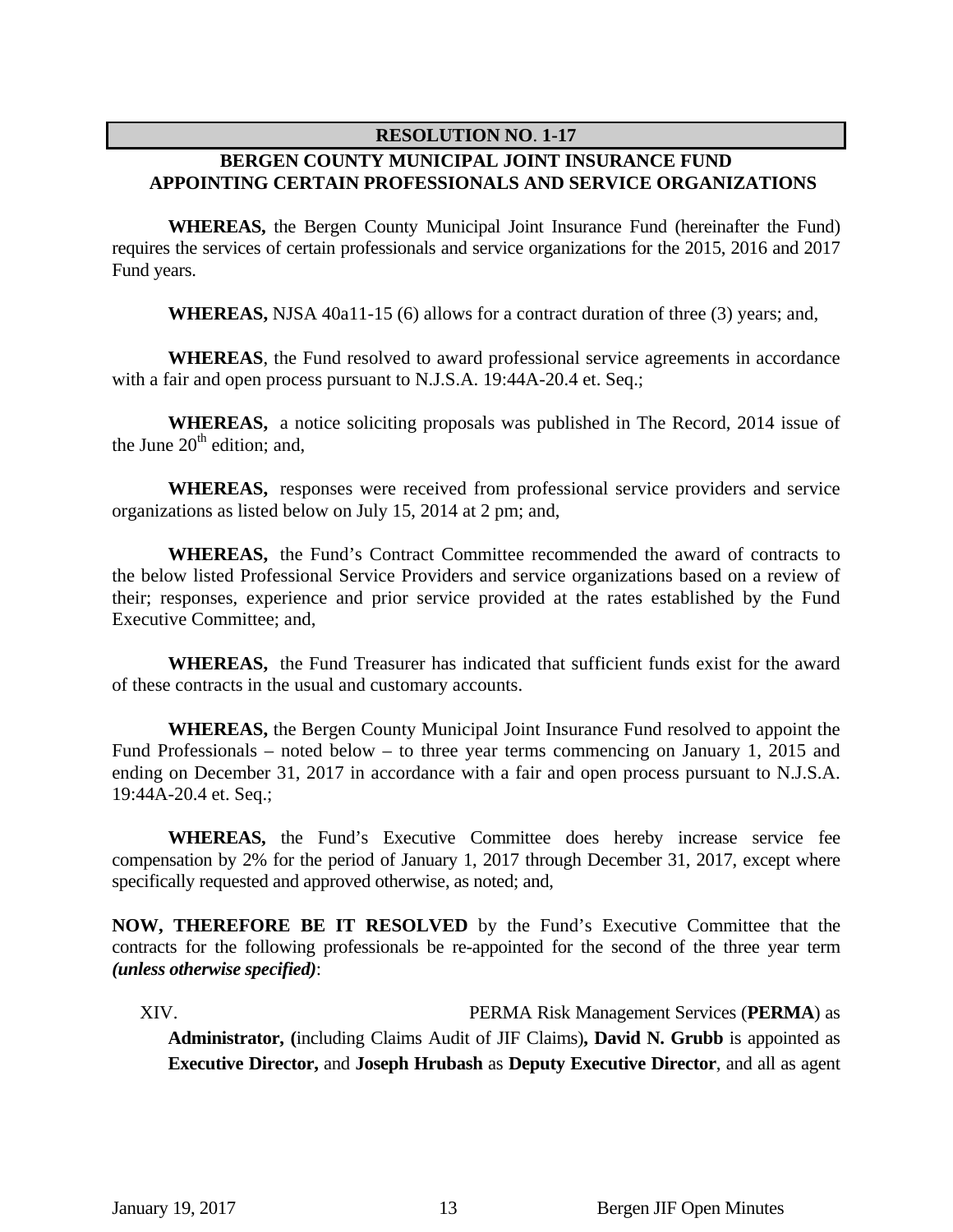## RESOLUTION NO. 1-17

### BERGEN COUNTY MUNICIPAL JOINT INSURANCE FUND
### APPOINTING CERTAIN PROFESSIONALS AND SERVICE ORGANIZATIONS

**WHEREAS,** the Bergen County Municipal Joint Insurance Fund (hereinafter the Fund) requires the services of certain professionals and service organizations for the 2015, 2016 and 2017 Fund years.

**WHEREAS,** NJSA 40a11-15 (6) allows for a contract duration of three (3) years; and,

**WHEREAS**, the Fund resolved to award professional service agreements in accordance with a fair and open process pursuant to N.J.S.A. 19:44A-20.4 et. Seq.;

**WHEREAS,** a notice soliciting proposals was published in The Record, 2014 issue of the June 20th edition; and,

**WHEREAS,** responses were received from professional service providers and service organizations as listed below on July 15, 2014 at 2 pm; and,

**WHEREAS,** the Fund's Contract Committee recommended the award of contracts to the below listed Professional Service Providers and service organizations based on a review of their; responses, experience and prior service provided at the rates established by the Fund Executive Committee; and,

**WHEREAS,** the Fund Treasurer has indicated that sufficient funds exist for the award of these contracts in the usual and customary accounts.

**WHEREAS,** the Bergen County Municipal Joint Insurance Fund resolved to appoint the Fund Professionals – noted below – to three year terms commencing on January 1, 2015 and ending on December 31, 2017 in accordance with a fair and open process pursuant to N.J.S.A. 19:44A-20.4 et. Seq.;

**WHEREAS,** the Fund's Executive Committee does hereby increase service fee compensation by 2% for the period of January 1, 2017 through December 31, 2017, except where specifically requested and approved otherwise, as noted; and,

**NOW, THEREFORE BE IT RESOLVED** by the Fund's Executive Committee that the contracts for the following professionals be re-appointed for the second of the three year term ***(unless otherwise specified)***:

XIV. PERMA Risk Management Services (**PERMA**) as **Administrator, (**including Claims Audit of JIF Claims)**, David N. Grubb** is appointed as **Executive Director,** and **Joseph Hrubash** as **Deputy Executive Director**, and all as agent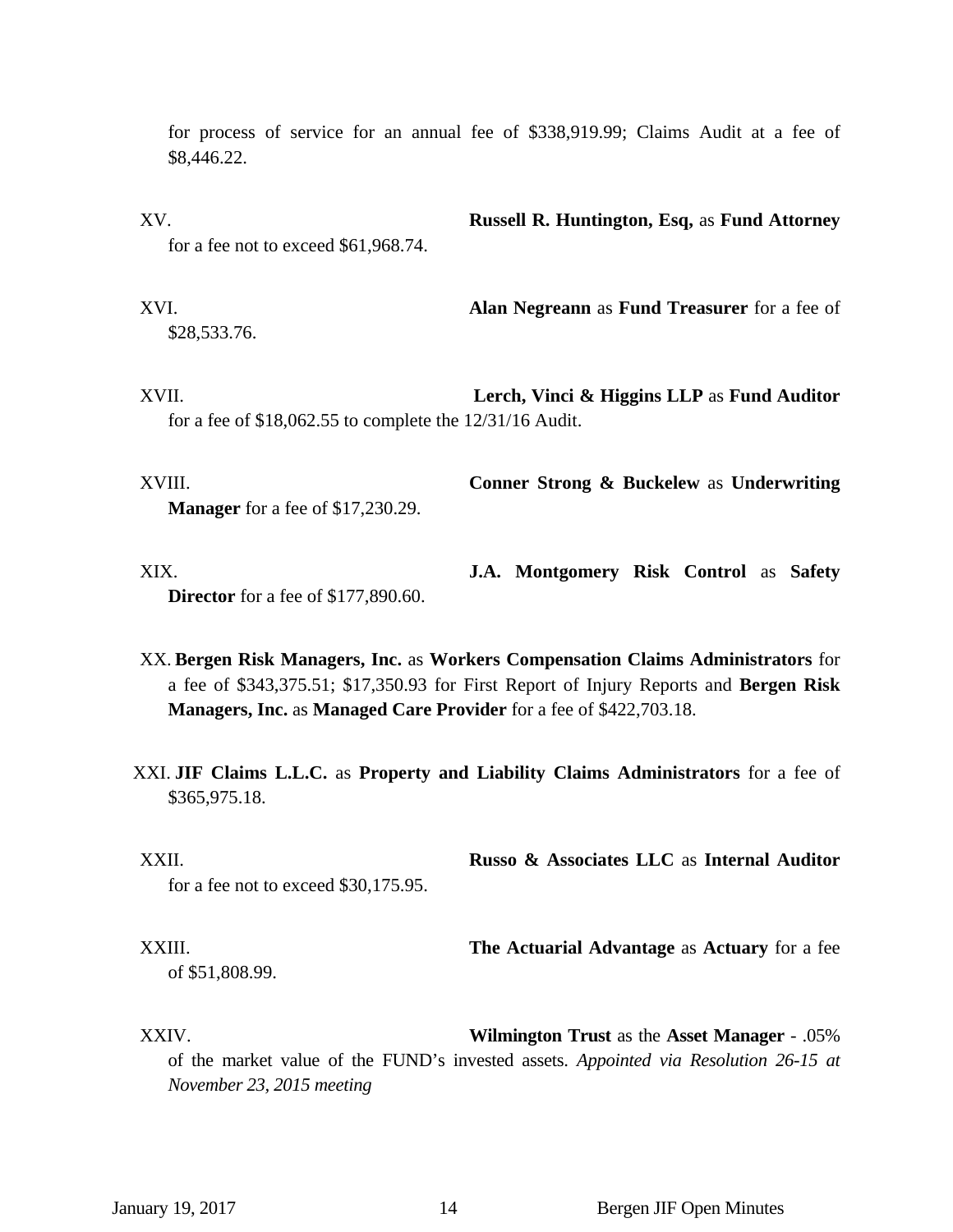for process of service for an annual fee of $338,919.99; Claims Audit at a fee of $8,446.22.

XV. **Russell R. Huntington, Esq,** as **Fund Attorney** for a fee not to exceed $61,968.74.

XVI. **Alan Negreann** as **Fund Treasurer** for a fee of $28,533.76.

XVII. **Lerch, Vinci & Higgins LLP** as **Fund Auditor** for a fee of $18,062.55 to complete the 12/31/16 Audit.

XVIII. **Conner Strong & Buckelew** as **Underwriting Manager** for a fee of $17,230.29.

XIX. **J.A. Montgomery Risk Control** as **Safety Director** for a fee of $177,890.60.

XX. **Bergen Risk Managers, Inc.** as **Workers Compensation Claims Administrators** for a fee of $343,375.51; $17,350.93 for First Report of Injury Reports and **Bergen Risk Managers, Inc.** as **Managed Care Provider** for a fee of $422,703.18.

XXI. **JIF Claims L.L.C.** as **Property and Liability Claims Administrators** for a fee of $365,975.18.

XXII. **Russo & Associates LLC** as **Internal Auditor** for a fee not to exceed $30,175.95.

XXIII. **The Actuarial Advantage** as **Actuary** for a fee of $51,808.99.

XXIV. **Wilmington Trust** as the **Asset Manager** - .05% of the market value of the FUND's invested assets. *Appointed via Resolution 26-15 at November 23, 2015 meeting*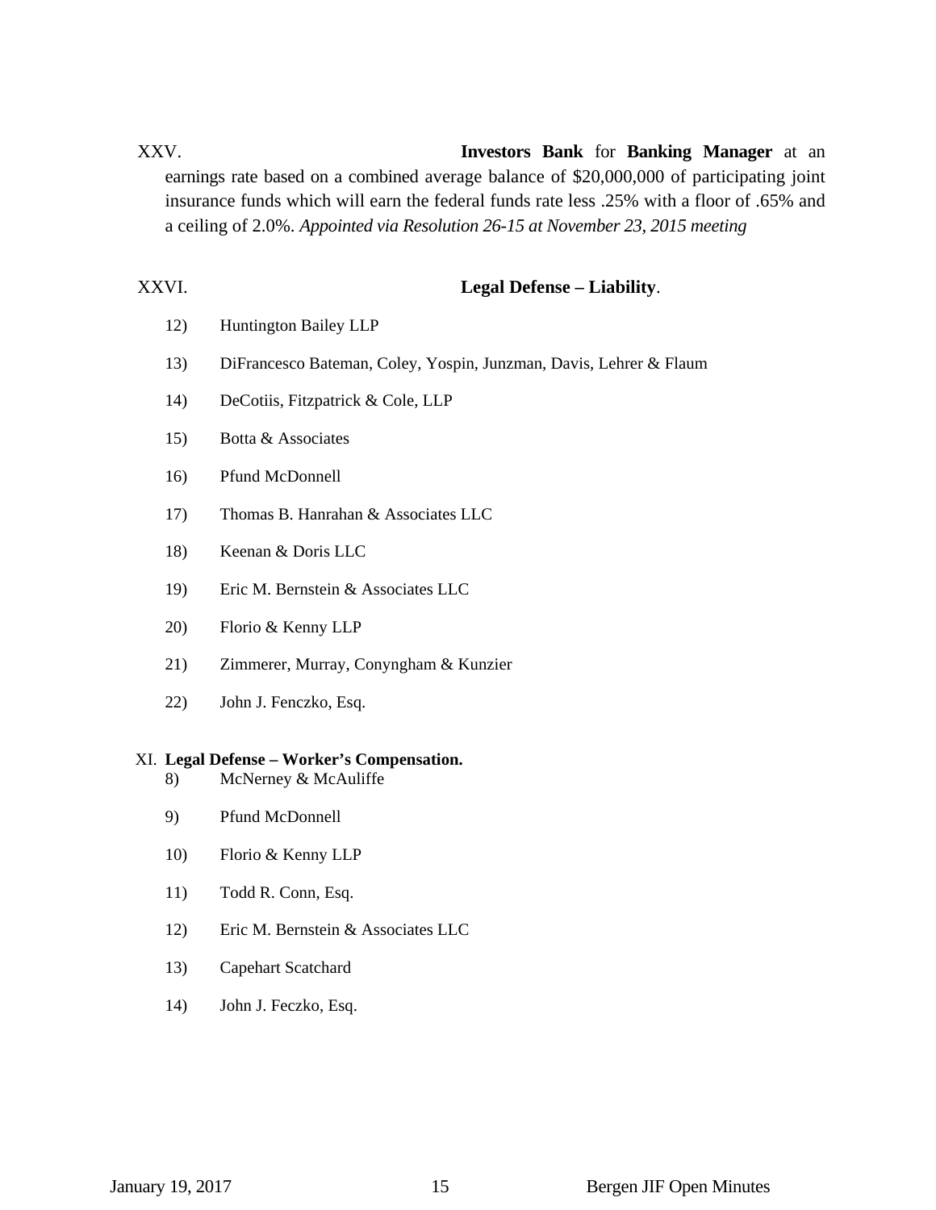XXV. **Investors Bank** for **Banking Manager** at an earnings rate based on a combined average balance of $20,000,000 of participating joint insurance funds which will earn the federal funds rate less .25% with a floor of .65% and a ceiling of 2.0%. *Appointed via Resolution 26-15 at November 23, 2015 meeting*

XXVI. **Legal Defense – Liability**.

12) Huntington Bailey LLP

13) DiFrancesco Bateman, Coley, Yospin, Junzman, Davis, Lehrer & Flaum

14) DeCotiis, Fitzpatrick & Cole, LLP

15) Botta & Associates

16) Pfund McDonnell

17) Thomas B. Hanrahan & Associates LLC

18) Keenan & Doris LLC

19) Eric M. Bernstein & Associates LLC

20) Florio & Kenny LLP

21) Zimmerer, Murray, Conyngham & Kunzier

22) John J. Fenczko, Esq.

XI. **Legal Defense – Worker's Compensation.**

8) McNerney & McAuliffe

9) Pfund McDonnell

10) Florio & Kenny LLP

11) Todd R. Conn, Esq.

12) Eric M. Bernstein & Associates LLC

13) Capehart Scatchard

14) John J. Feczko, Esq.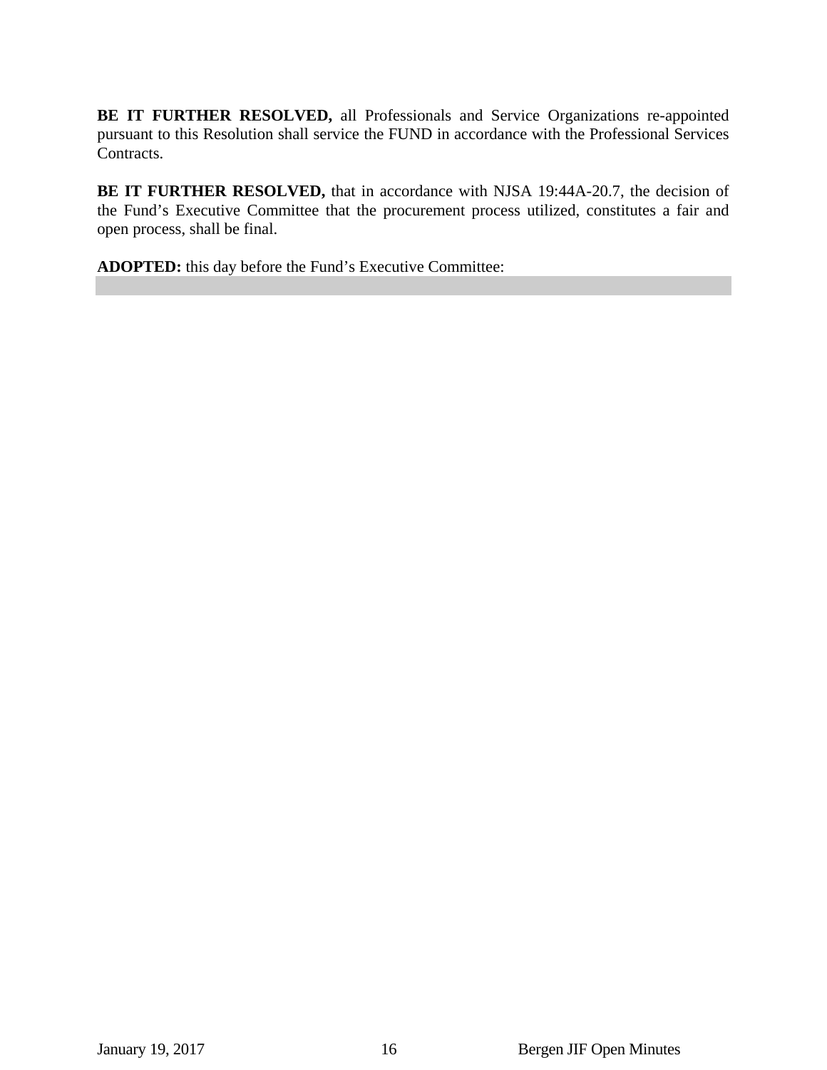**BE IT FURTHER RESOLVED,** all Professionals and Service Organizations re-appointed pursuant to this Resolution shall service the FUND in accordance with the Professional Services Contracts.

**BE IT FURTHER RESOLVED,** that in accordance with NJSA 19:44A-20.7, the decision of the Fund's Executive Committee that the procurement process utilized, constitutes a fair and open process, shall be final.

**ADOPTED:** this day before the Fund's Executive Committee: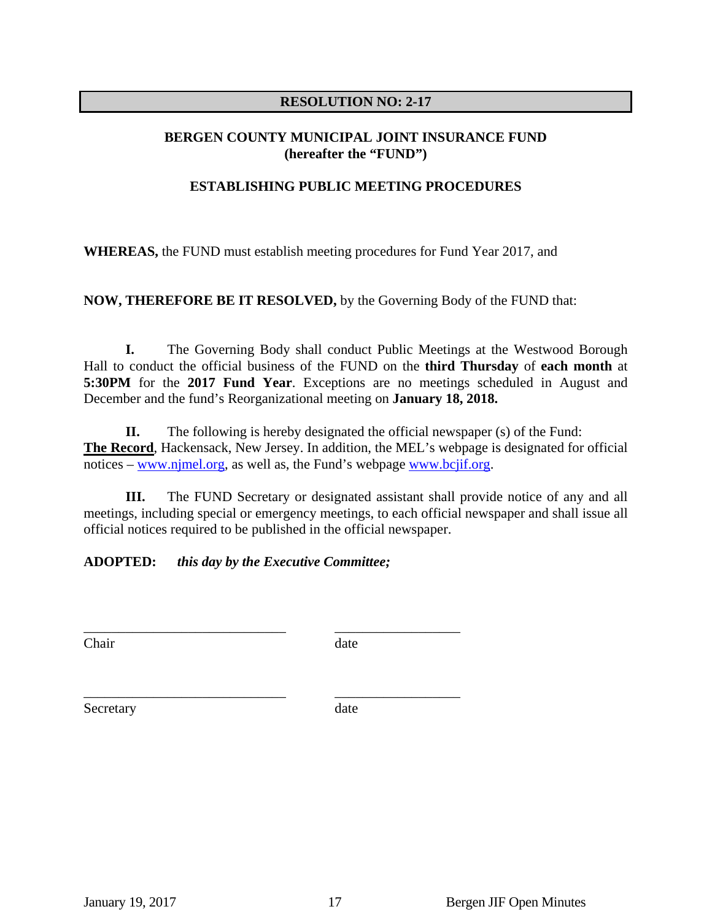**RESOLUTION NO: 2-17**

**BERGEN COUNTY MUNICIPAL JOINT INSURANCE FUND**
**(hereafter the "FUND")**

**ESTABLISHING PUBLIC MEETING PROCEDURES**

**WHEREAS,** the FUND must establish meeting procedures for Fund Year 2017, and

**NOW, THEREFORE BE IT RESOLVED,** by the Governing Body of the FUND that:

**I.** The Governing Body shall conduct Public Meetings at the Westwood Borough Hall to conduct the official business of the FUND on the **third Thursday** of **each month** at **5:30PM** for the **2017 Fund Year**. Exceptions are no meetings scheduled in August and December and the fund's Reorganizational meeting on **January 18, 2018.**

**II.** The following is hereby designated the official newspaper (s) of the Fund: **The Record**, Hackensack, New Jersey. In addition, the MEL's webpage is designated for official notices – www.njmel.org, as well as, the Fund's webpage www.bcjif.org.

**III.** The FUND Secretary or designated assistant shall provide notice of any and all meetings, including special or emergency meetings, to each official newspaper and shall issue all official notices required to be published in the official newspaper.

**ADOPTED:** ***this day by the Executive Committee;***

\_\_\_\_\_\_\_\_\_\_\_\_\_\_\_\_\_\_\_\_\_\_\_\_\_\_\_\_\_ \_\_\_\_\_\_\_\_\_\_\_\_\_\_\_\_\_\_
Chair date

\_\_\_\_\_\_\_\_\_\_\_\_\_\_\_\_\_\_\_\_\_\_\_\_\_\_\_\_\_ \_\_\_\_\_\_\_\_\_\_\_\_\_\_\_\_\_\_
Secretary date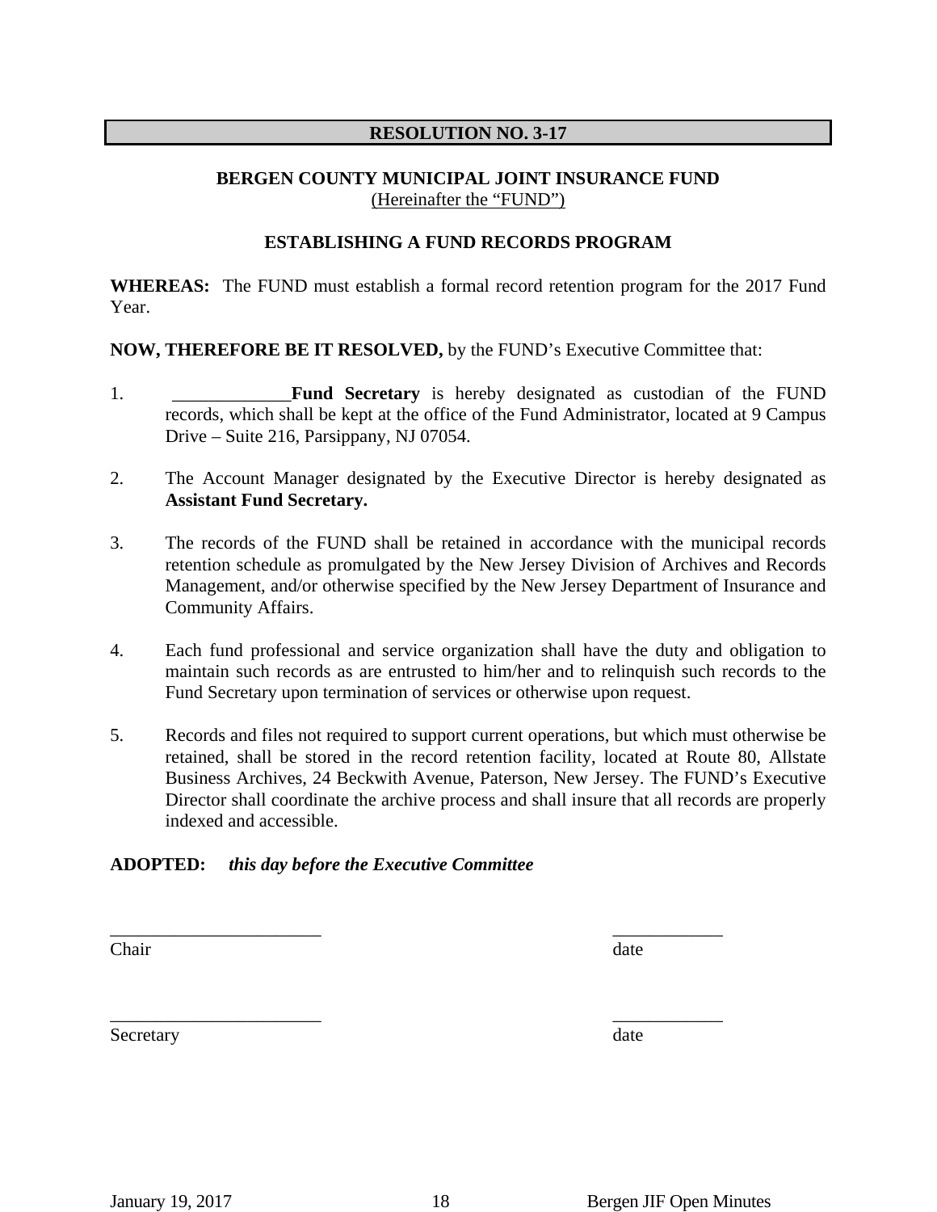**RESOLUTION NO. 3-17**

**BERGEN COUNTY MUNICIPAL JOINT INSURANCE FUND**
(Hereinafter the "FUND")

**ESTABLISHING A FUND RECORDS PROGRAM**

**WHEREAS:** The FUND must establish a formal record retention program for the 2017 Fund Year.

**NOW, THEREFORE BE IT RESOLVED,** by the FUND's Executive Committee that:

1. _____________**Fund Secretary** is hereby designated as custodian of the FUND records, which shall be kept at the office of the Fund Administrator, located at 9 Campus Drive – Suite 216, Parsippany, NJ 07054.

2. The Account Manager designated by the Executive Director is hereby designated as **Assistant Fund Secretary.**

3. The records of the FUND shall be retained in accordance with the municipal records retention schedule as promulgated by the New Jersey Division of Archives and Records Management, and/or otherwise specified by the New Jersey Department of Insurance and Community Affairs.

4. Each fund professional and service organization shall have the duty and obligation to maintain such records as are entrusted to him/her and to relinquish such records to the Fund Secretary upon termination of services or otherwise upon request.

5. Records and files not required to support current operations, but which must otherwise be retained, shall be stored in the record retention facility, located at Route 80, Allstate Business Archives, 24 Beckwith Avenue, Paterson, New Jersey. The FUND's Executive Director shall coordinate the archive process and shall insure that all records are properly indexed and accessible.

**ADOPTED:** ***this day before the Executive Committee***

_______________________ ____________
Chair date

_______________________ ____________
Secretary date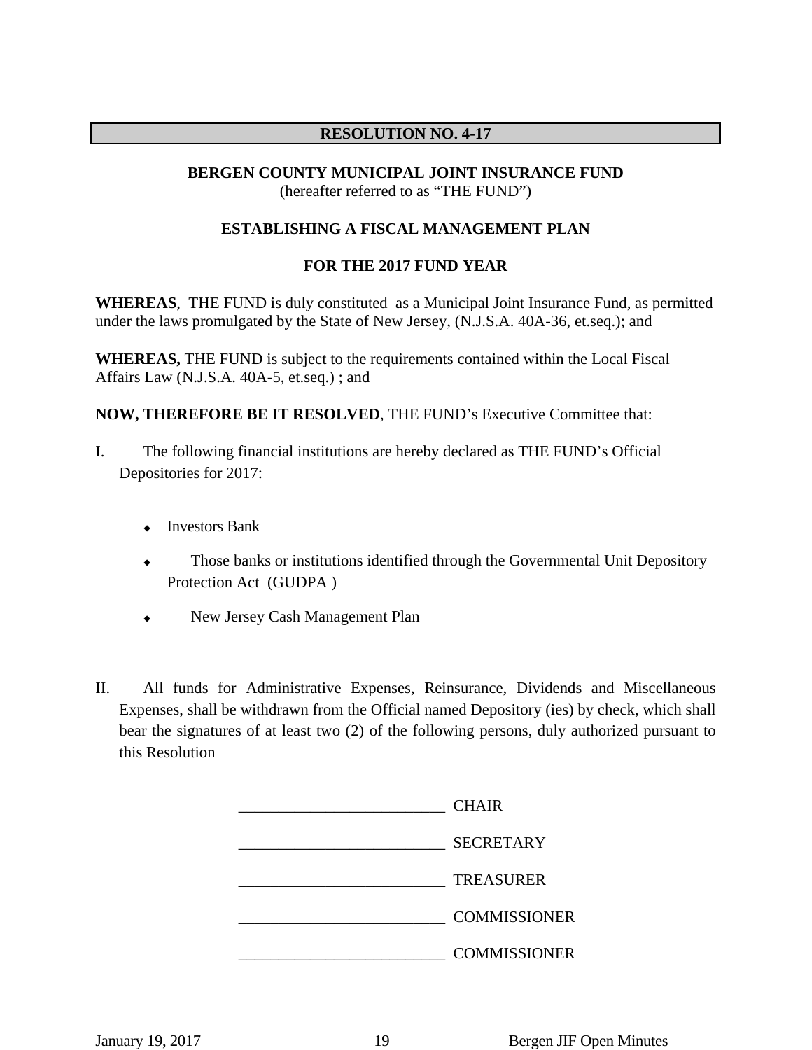## RESOLUTION NO. 4-17

**BERGEN COUNTY MUNICIPAL JOINT INSURANCE FUND**
(hereafter referred to as "THE FUND")

**ESTABLISHING A FISCAL MANAGEMENT PLAN**

**FOR THE 2017 FUND YEAR**

**WHEREAS**, THE FUND is duly constituted as a Municipal Joint Insurance Fund, as permitted under the laws promulgated by the State of New Jersey, (N.J.S.A. 40A-36, et.seq.); and

**WHEREAS,** THE FUND is subject to the requirements contained within the Local Fiscal Affairs Law (N.J.S.A. 40A-5, et.seq.) ; and

**NOW, THEREFORE BE IT RESOLVED**, THE FUND's Executive Committee that:

I. The following financial institutions are hereby declared as THE FUND's Official Depositories for 2017:

- Investors Bank
- Those banks or institutions identified through the Governmental Unit Depository Protection Act (GUDPA )
- New Jersey Cash Management Plan

II. All funds for Administrative Expenses, Reinsurance, Dividends and Miscellaneous Expenses, shall be withdrawn from the Official named Depository (ies) by check, which shall bear the signatures of at least two (2) of the following persons, duly authorized pursuant to this Resolution

__________________________ CHAIR

__________________________ SECRETARY

__________________________ TREASURER

__________________________ COMMISSIONER

__________________________ COMMISSIONER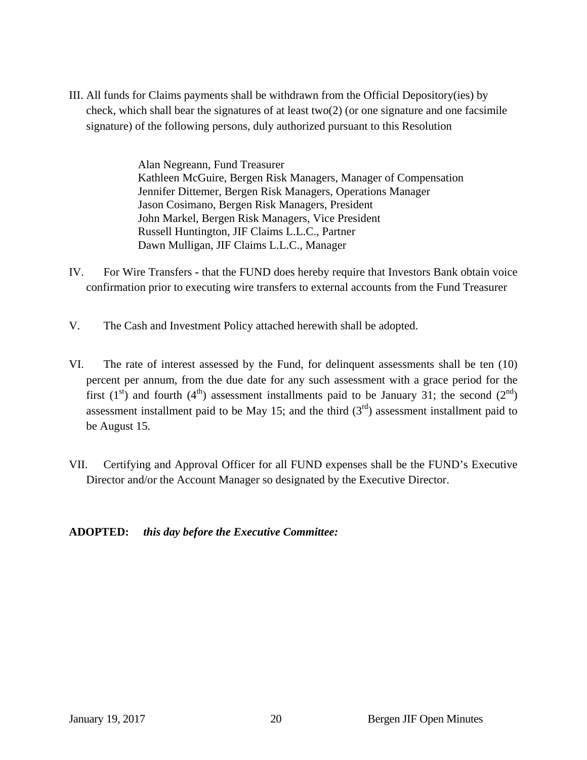III. All funds for Claims payments shall be withdrawn from the Official Depository(ies) by check, which shall bear the signatures of at least two(2) (or one signature and one facsimile signature) of the following persons, duly authorized pursuant to this Resolution

> Alan Negreann, Fund Treasurer
> Kathleen McGuire, Bergen Risk Managers, Manager of Compensation
> Jennifer Dittemer, Bergen Risk Managers, Operations Manager
> Jason Cosimano, Bergen Risk Managers, President
> John Markel, Bergen Risk Managers, Vice President
> Russell Huntington, JIF Claims L.L.C., Partner
> Dawn Mulligan, JIF Claims L.L.C., Manager

IV. For Wire Transfers - that the FUND does hereby require that Investors Bank obtain voice confirmation prior to executing wire transfers to external accounts from the Fund Treasurer

V. The Cash and Investment Policy attached herewith shall be adopted.

VI. The rate of interest assessed by the Fund, for delinquent assessments shall be ten (10) percent per annum, from the due date for any such assessment with a grace period for the first (1st) and fourth (4th) assessment installments paid to be January 31; the second (2nd) assessment installment paid to be May 15; and the third (3rd) assessment installment paid to be August 15.

VII. Certifying and Approval Officer for all FUND expenses shall be the FUND's Executive Director and/or the Account Manager so designated by the Executive Director.

**ADOPTED:** ***this day before the Executive Committee:***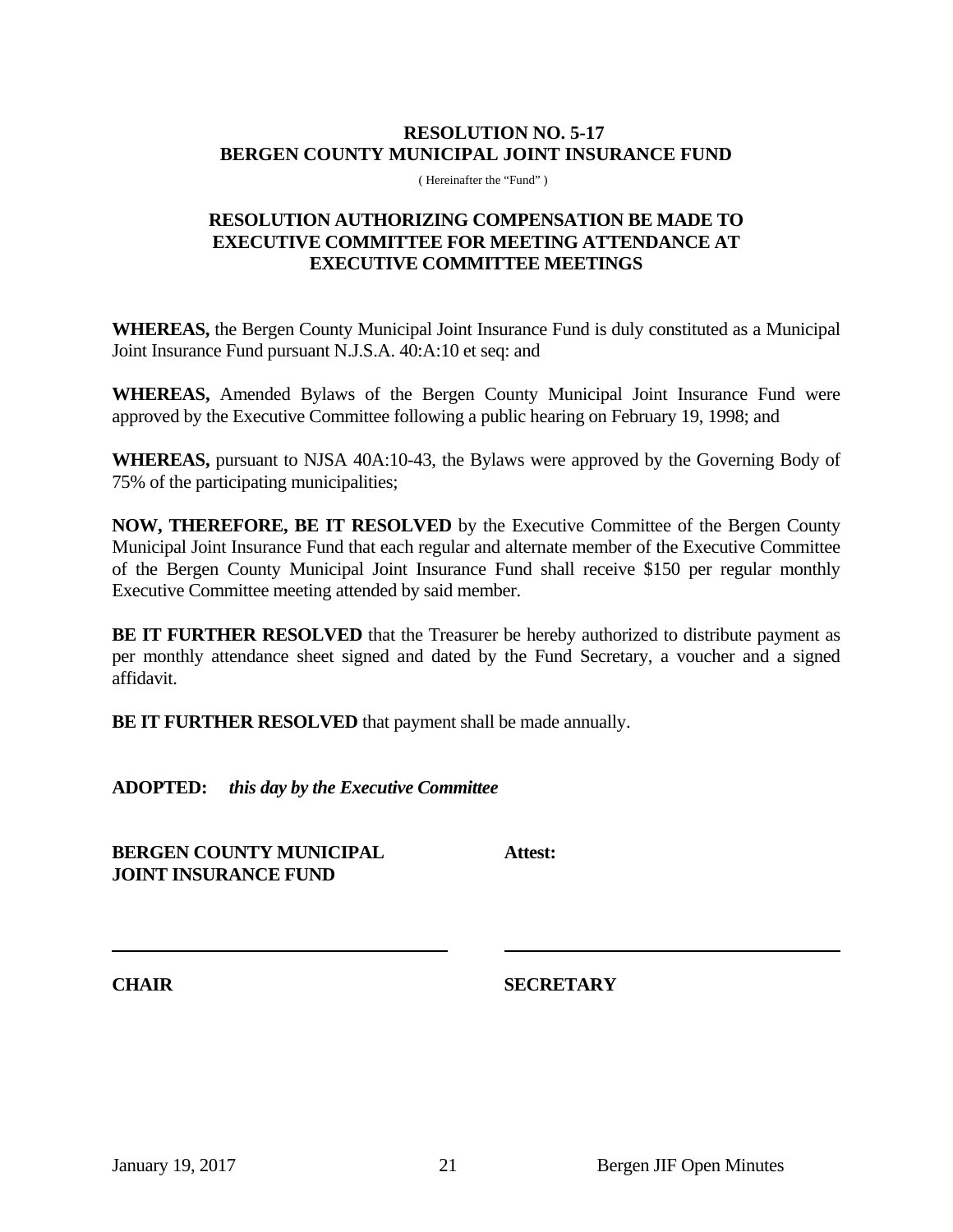**RESOLUTION NO. 5-17**
**BERGEN COUNTY MUNICIPAL JOINT INSURANCE FUND**

( Hereinafter the "Fund" )

**RESOLUTION AUTHORIZING COMPENSATION BE MADE TO EXECUTIVE COMMITTEE FOR MEETING ATTENDANCE AT EXECUTIVE COMMITTEE MEETINGS**

**WHEREAS,** the Bergen County Municipal Joint Insurance Fund is duly constituted as a Municipal Joint Insurance Fund pursuant N.J.S.A. 40:A:10 et seq: and

**WHEREAS,** Amended Bylaws of the Bergen County Municipal Joint Insurance Fund were approved by the Executive Committee following a public hearing on February 19, 1998; and

**WHEREAS,** pursuant to NJSA 40A:10-43, the Bylaws were approved by the Governing Body of 75% of the participating municipalities;

**NOW, THEREFORE, BE IT RESOLVED** by the Executive Committee of the Bergen County Municipal Joint Insurance Fund that each regular and alternate member of the Executive Committee of the Bergen County Municipal Joint Insurance Fund shall receive $150 per regular monthly Executive Committee meeting attended by said member.

**BE IT FURTHER RESOLVED** that the Treasurer be hereby authorized to distribute payment as per monthly attendance sheet signed and dated by the Fund Secretary, a voucher and a signed affidavit.

**BE IT FURTHER RESOLVED** that payment shall be made annually.

**ADOPTED:** ***this day by the Executive Committee***

**BERGEN COUNTY MUNICIPAL JOINT INSURANCE FUND**

**Attest:**

______________________________ 

**CHAIR**

______________________________ 

**SECRETARY**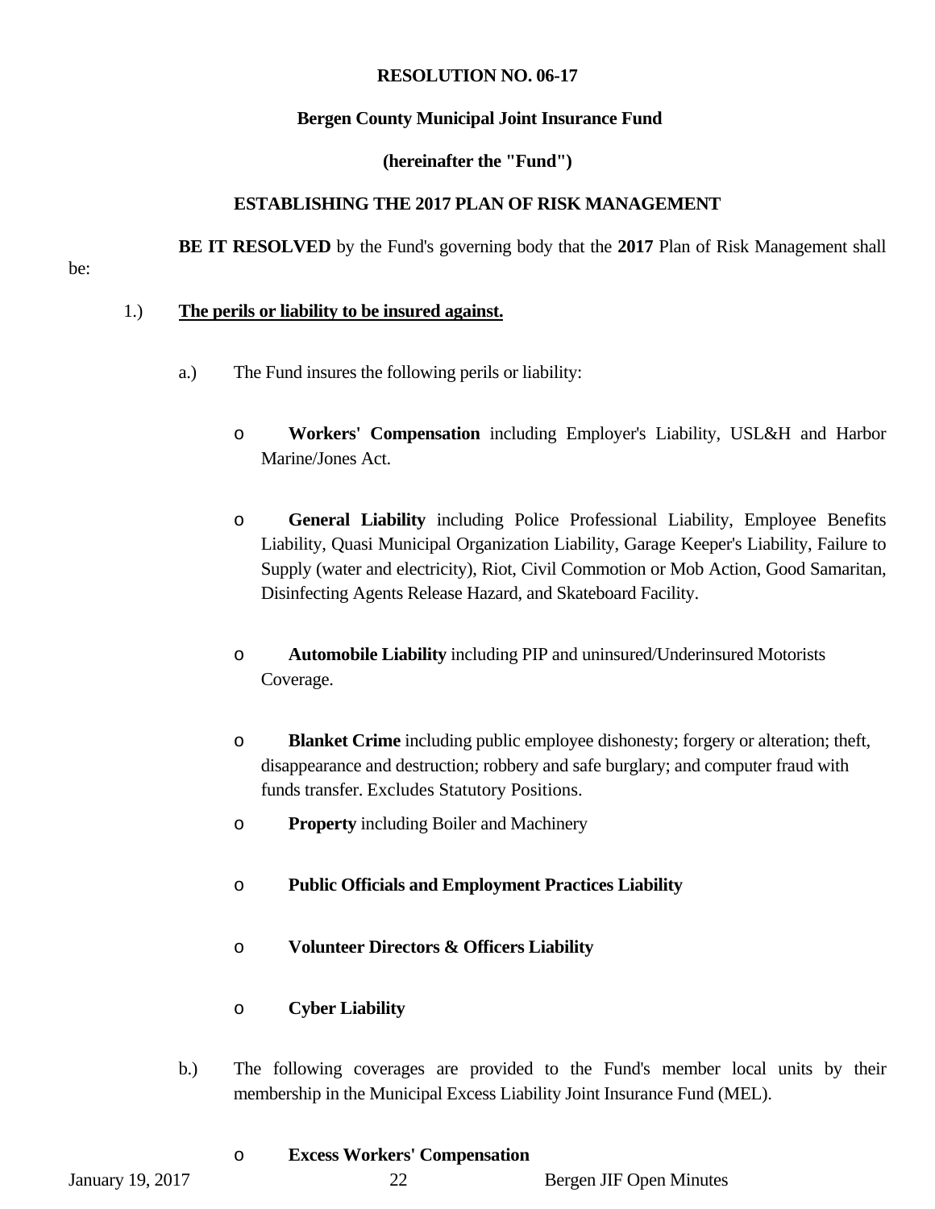**RESOLUTION NO. 06-17**

**Bergen County Municipal Joint Insurance Fund**

**(hereinafter the "Fund")**

**ESTABLISHING THE 2017 PLAN OF RISK MANAGEMENT**

**BE IT RESOLVED** by the Fund's governing body that the **2017** Plan of Risk Management shall be:

1.) **The perils or liability to be insured against.**

a.) The Fund insures the following perils or liability:

- **Workers' Compensation** including Employer's Liability, USL&H and Harbor Marine/Jones Act.
- **General Liability** including Police Professional Liability, Employee Benefits Liability, Quasi Municipal Organization Liability, Garage Keeper's Liability, Failure to Supply (water and electricity), Riot, Civil Commotion or Mob Action, Good Samaritan, Disinfecting Agents Release Hazard, and Skateboard Facility.
- **Automobile Liability** including PIP and uninsured/Underinsured Motorists Coverage.
- **Blanket Crime** including public employee dishonesty; forgery or alteration; theft, disappearance and destruction; robbery and safe burglary; and computer fraud with funds transfer. Excludes Statutory Positions.
- **Property** including Boiler and Machinery
- **Public Officials and Employment Practices Liability**
- **Volunteer Directors & Officers Liability**
- **Cyber Liability**

b.) The following coverages are provided to the Fund's member local units by their membership in the Municipal Excess Liability Joint Insurance Fund (MEL).

- **Excess Workers' Compensation**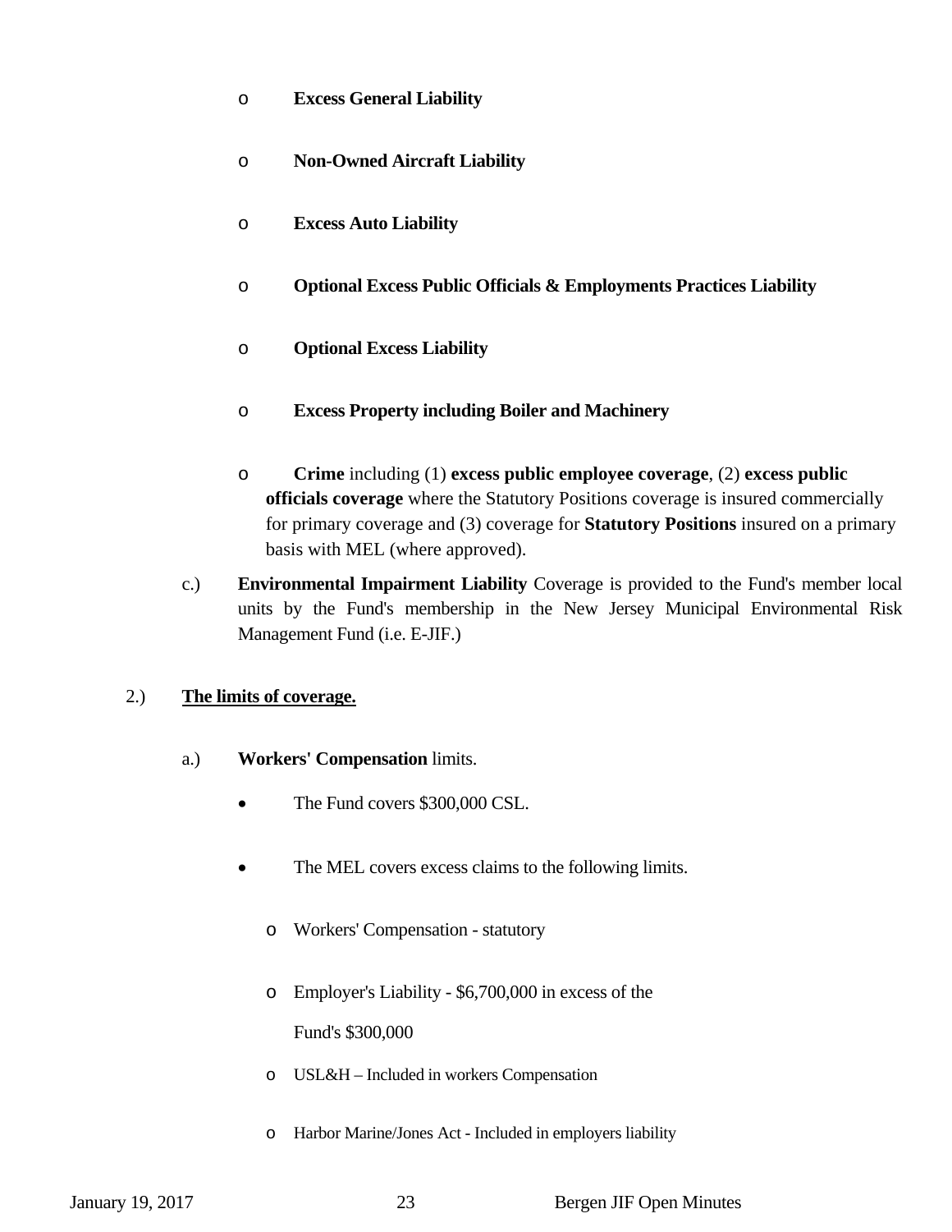- **Excess General Liability**
- **Non-Owned Aircraft Liability**
- **Excess Auto Liability**
- **Optional Excess Public Officials & Employments Practices Liability**
- **Optional Excess Liability**
- **Excess Property including Boiler and Machinery**
- **Crime** including (1) **excess public employee coverage**, (2) **excess public officials coverage** where the Statutory Positions coverage is insured commercially for primary coverage and (3) coverage for **Statutory Positions** insured on a primary basis with MEL (where approved).

c.) **Environmental Impairment Liability** Coverage is provided to the Fund's member local units by the Fund's membership in the New Jersey Municipal Environmental Risk Management Fund (i.e. E-JIF.)

2.) **<u>The limits of coverage.</u>**

a.) **Workers' Compensation** limits.

- The Fund covers $300,000 CSL.
- The MEL covers excess claims to the following limits.
  - Workers' Compensation - statutory
  - Employer's Liability - $6,700,000 in excess of the Fund's $300,000
  - USL&H – Included in workers Compensation
  - Harbor Marine/Jones Act - Included in employers liability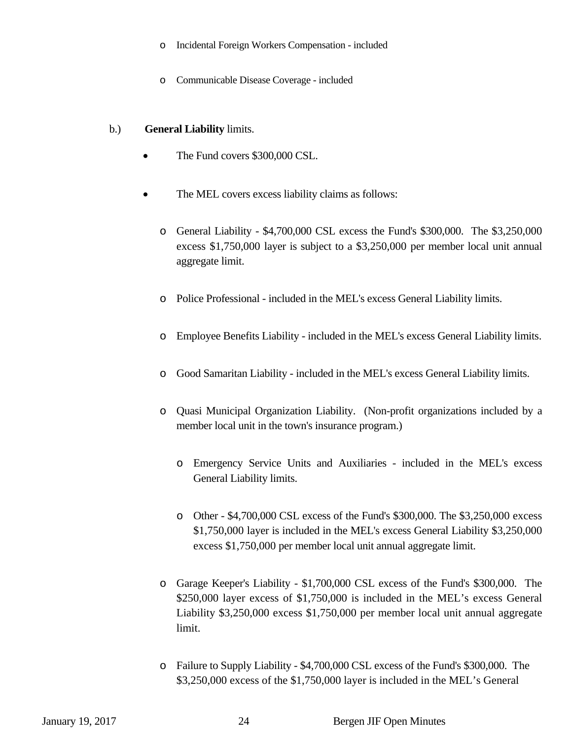- Incidental Foreign Workers Compensation - included

- Communicable Disease Coverage - included

b.) **General Liability** limits.

- The Fund covers $300,000 CSL.

- The MEL covers excess liability claims as follows:

  - General Liability - $4,700,000 CSL excess the Fund's $300,000. The $3,250,000 excess $1,750,000 layer is subject to a $3,250,000 per member local unit annual aggregate limit.

  - Police Professional - included in the MEL's excess General Liability limits.

  - Employee Benefits Liability - included in the MEL's excess General Liability limits.

  - Good Samaritan Liability - included in the MEL's excess General Liability limits.

  - Quasi Municipal Organization Liability. (Non-profit organizations included by a member local unit in the town's insurance program.)

    - Emergency Service Units and Auxiliaries - included in the MEL's excess General Liability limits.

    - Other - $4,700,000 CSL excess of the Fund's $300,000. The $3,250,000 excess $1,750,000 layer is included in the MEL's excess General Liability $3,250,000 excess $1,750,000 per member local unit annual aggregate limit.

  - Garage Keeper's Liability - $1,700,000 CSL excess of the Fund's $300,000. The $250,000 layer excess of $1,750,000 is included in the MEL's excess General Liability $3,250,000 excess $1,750,000 per member local unit annual aggregate limit.

  - Failure to Supply Liability - $4,700,000 CSL excess of the Fund's $300,000. The $3,250,000 excess of the $1,750,000 layer is included in the MEL's General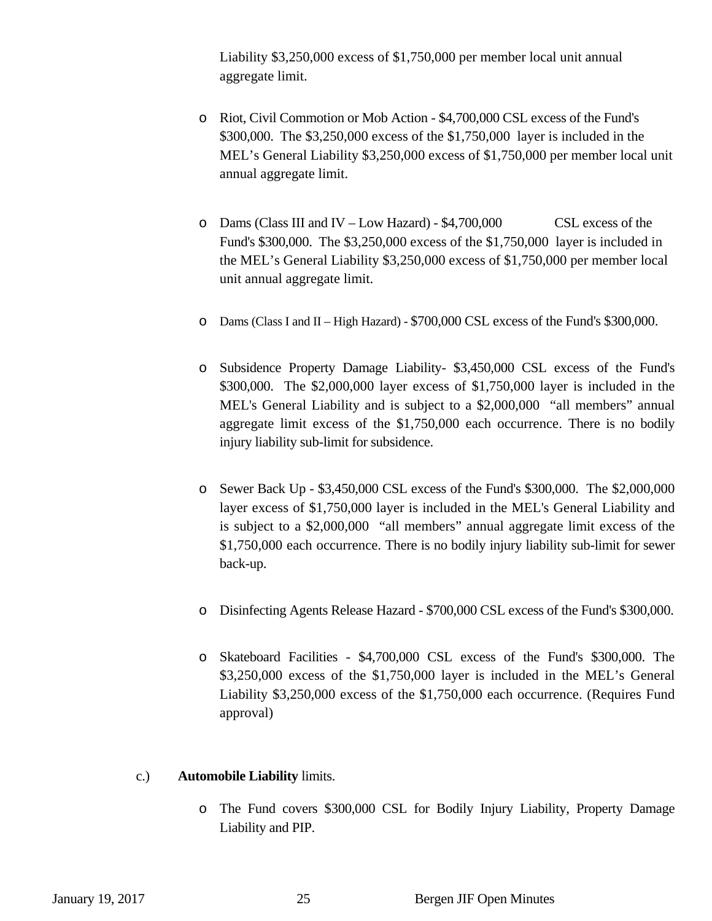Liability $3,250,000 excess of $1,750,000 per member local unit annual aggregate limit.

- Riot, Civil Commotion or Mob Action - $4,700,000 CSL excess of the Fund's $300,000. The $3,250,000 excess of the $1,750,000 layer is included in the MEL's General Liability $3,250,000 excess of $1,750,000 per member local unit annual aggregate limit.

- Dams (Class III and IV – Low Hazard) - $4,700,000 CSL excess of the Fund's $300,000. The $3,250,000 excess of the $1,750,000 layer is included in the MEL's General Liability $3,250,000 excess of $1,750,000 per member local unit annual aggregate limit.

- Dams (Class I and II – High Hazard) - $700,000 CSL excess of the Fund's $300,000.

- Subsidence Property Damage Liability- $3,450,000 CSL excess of the Fund's $300,000. The $2,000,000 layer excess of $1,750,000 layer is included in the MEL's General Liability and is subject to a $2,000,000 "all members" annual aggregate limit excess of the $1,750,000 each occurrence. There is no bodily injury liability sub-limit for subsidence.

- Sewer Back Up - $3,450,000 CSL excess of the Fund's $300,000. The $2,000,000 layer excess of $1,750,000 layer is included in the MEL's General Liability and is subject to a $2,000,000 "all members" annual aggregate limit excess of the $1,750,000 each occurrence. There is no bodily injury liability sub-limit for sewer back-up.

- Disinfecting Agents Release Hazard - $700,000 CSL excess of the Fund's $300,000.

- Skateboard Facilities - $4,700,000 CSL excess of the Fund's $300,000. The $3,250,000 excess of the $1,750,000 layer is included in the MEL's General Liability $3,250,000 excess of the $1,750,000 each occurrence. (Requires Fund approval)

c.) **Automobile Liability** limits.

- The Fund covers $300,000 CSL for Bodily Injury Liability, Property Damage Liability and PIP.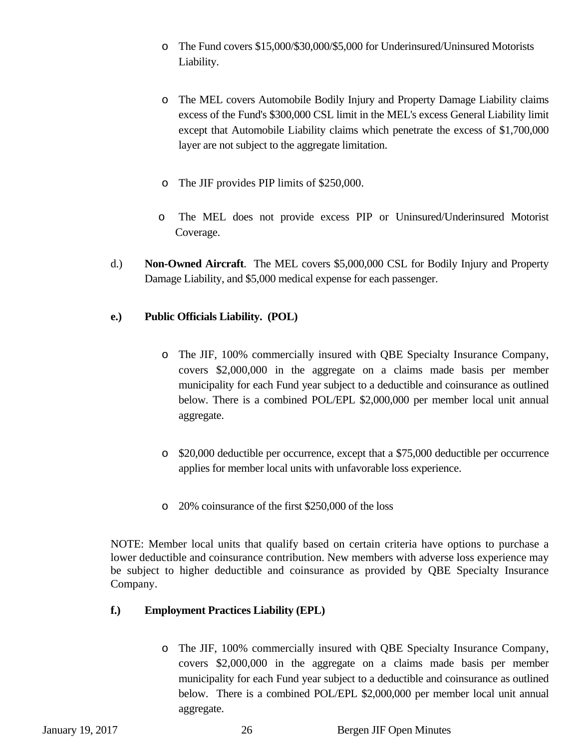- The Fund covers $15,000/$30,000/$5,000 for Underinsured/Uninsured Motorists Liability.

- The MEL covers Automobile Bodily Injury and Property Damage Liability claims excess of the Fund's $300,000 CSL limit in the MEL's excess General Liability limit except that Automobile Liability claims which penetrate the excess of $1,700,000 layer are not subject to the aggregate limitation.

- The JIF provides PIP limits of $250,000.

- The MEL does not provide excess PIP or Uninsured/Underinsured Motorist Coverage.

d.) **Non-Owned Aircraft**. The MEL covers $5,000,000 CSL for Bodily Injury and Property Damage Liability, and $5,000 medical expense for each passenger.

**e.) Public Officials Liability. (POL)**

- The JIF, 100% commercially insured with QBE Specialty Insurance Company, covers $2,000,000 in the aggregate on a claims made basis per member municipality for each Fund year subject to a deductible and coinsurance as outlined below. There is a combined POL/EPL $2,000,000 per member local unit annual aggregate.

- $20,000 deductible per occurrence, except that a $75,000 deductible per occurrence applies for member local units with unfavorable loss experience.

- 20% coinsurance of the first $250,000 of the loss

NOTE: Member local units that qualify based on certain criteria have options to purchase a lower deductible and coinsurance contribution. New members with adverse loss experience may be subject to higher deductible and coinsurance as provided by QBE Specialty Insurance Company.

**f.) Employment Practices Liability (EPL)**

- The JIF, 100% commercially insured with QBE Specialty Insurance Company, covers $2,000,000 in the aggregate on a claims made basis per member municipality for each Fund year subject to a deductible and coinsurance as outlined below. There is a combined POL/EPL $2,000,000 per member local unit annual aggregate.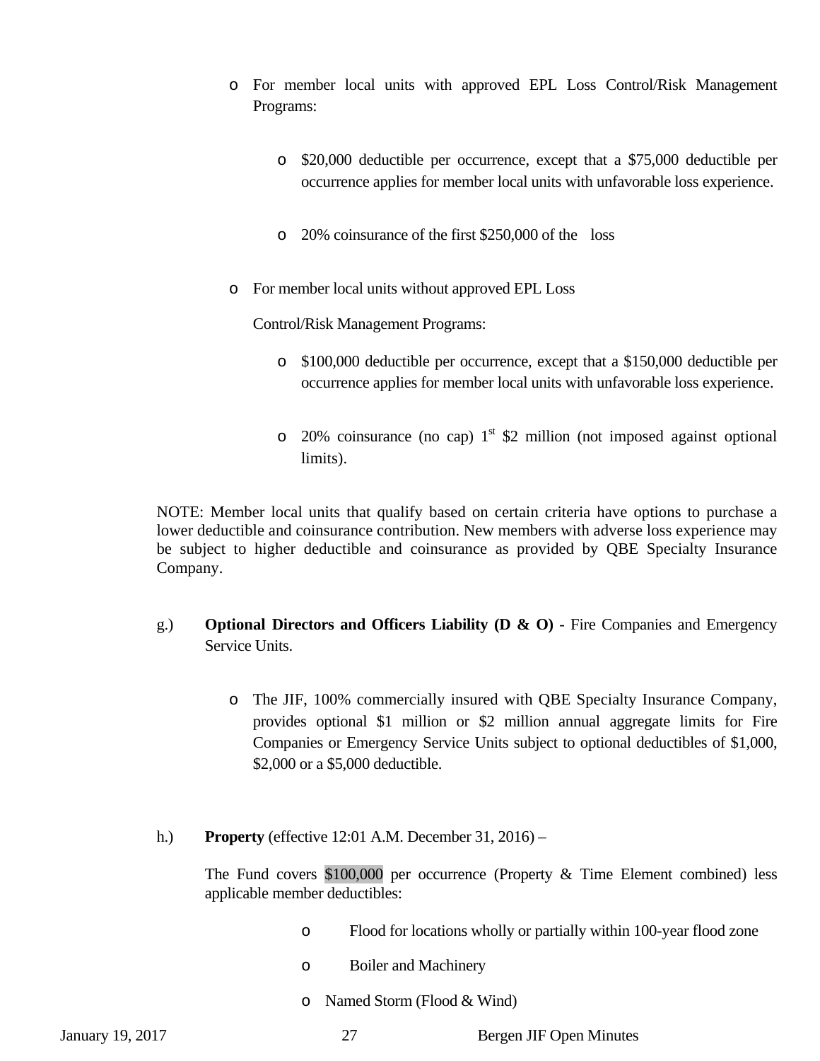- For member local units with approved EPL Loss Control/Risk Management Programs:

  - $20,000 deductible per occurrence, except that a $75,000 deductible per occurrence applies for member local units with unfavorable loss experience.

  - 20% coinsurance of the first $250,000 of the loss

- For member local units without approved EPL Loss Control/Risk Management Programs:

  - $100,000 deductible per occurrence, except that a $150,000 deductible per occurrence applies for member local units with unfavorable loss experience.

  - 20% coinsurance (no cap) 1st $2 million (not imposed against optional limits).

NOTE: Member local units that qualify based on certain criteria have options to purchase a lower deductible and coinsurance contribution. New members with adverse loss experience may be subject to higher deductible and coinsurance as provided by QBE Specialty Insurance Company.

g.) **Optional Directors and Officers Liability (D & O)** - Fire Companies and Emergency Service Units.

- The JIF, 100% commercially insured with QBE Specialty Insurance Company, provides optional $1 million or $2 million annual aggregate limits for Fire Companies or Emergency Service Units subject to optional deductibles of $1,000, $2,000 or a $5,000 deductible.

h.) **Property** (effective 12:01 A.M. December 31, 2016) –

The Fund covers $100,000 per occurrence (Property & Time Element combined) less applicable member deductibles:

- Flood for locations wholly or partially within 100-year flood zone
- Boiler and Machinery
- Named Storm (Flood & Wind)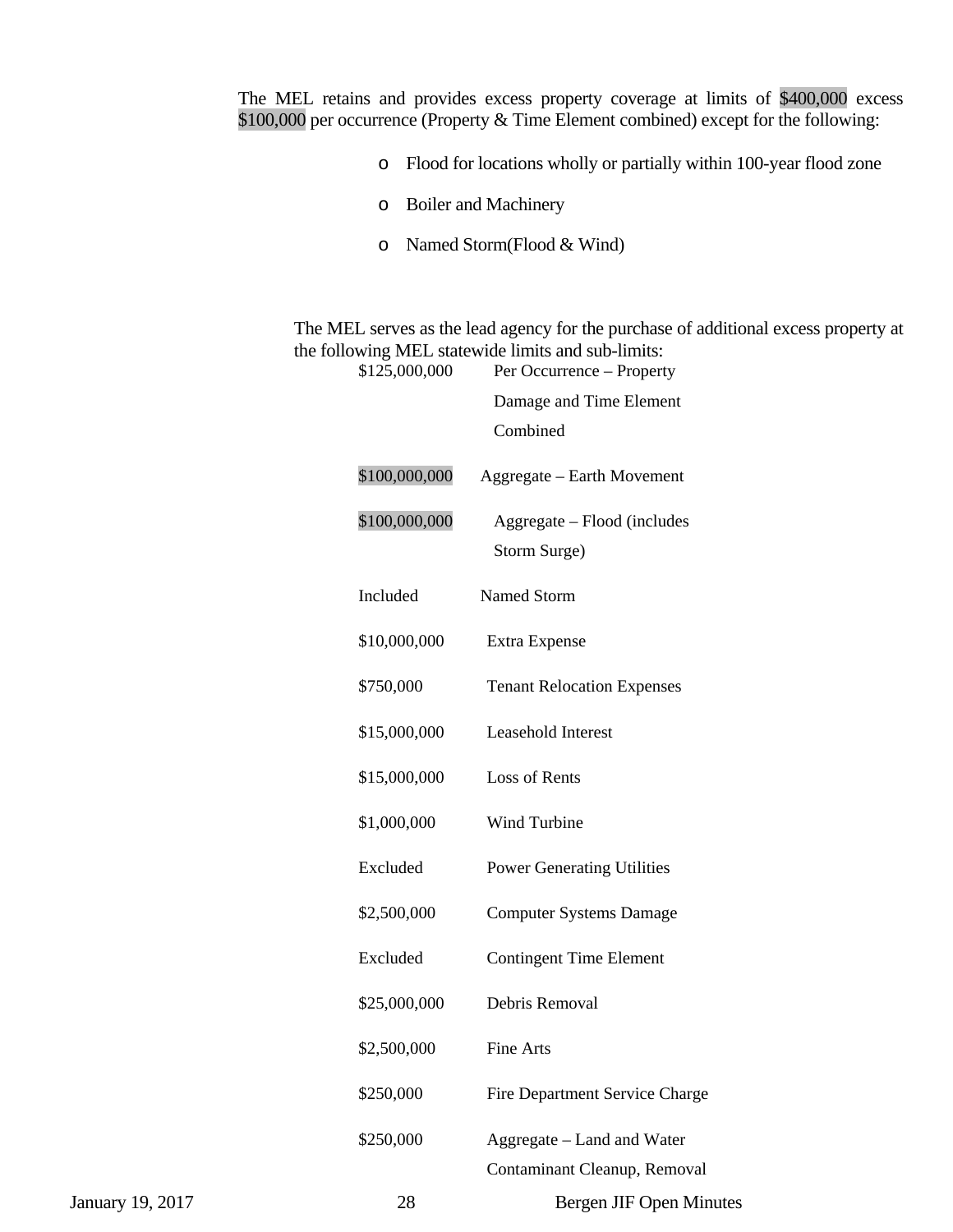The MEL retains and provides excess property coverage at limits of $400,000 excess $100,000 per occurrence (Property & Time Element combined) except for the following:

- Flood for locations wholly or partially within 100-year flood zone
- Boiler and Machinery
- Named Storm(Flood & Wind)

The MEL serves as the lead agency for the purchase of additional excess property at the following MEL statewide limits and sub-limits:

| | |
|---|---|
| $125,000,000 | Per Occurrence – Property Damage and Time Element Combined |
| $100,000,000 | Aggregate – Earth Movement |
| $100,000,000 | Aggregate – Flood (includes Storm Surge) |
| Included | Named Storm |
| $10,000,000 | Extra Expense |
| $750,000 | Tenant Relocation Expenses |
| $15,000,000 | Leasehold Interest |
| $15,000,000 | Loss of Rents |
| $1,000,000 | Wind Turbine |
| Excluded | Power Generating Utilities |
| $2,500,000 | Computer Systems Damage |
| Excluded | Contingent Time Element |
| $25,000,000 | Debris Removal |
| $2,500,000 | Fine Arts |
| $250,000 | Fire Department Service Charge |
| $250,000 | Aggregate – Land and Water Contaminant Cleanup, Removal |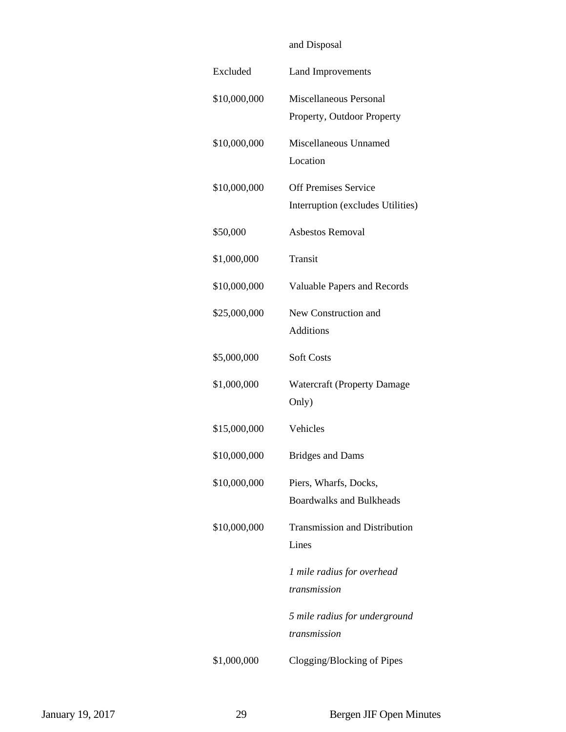| | |
|---|---|
| | and Disposal |
| Excluded | Land Improvements |
| $10,000,000 | Miscellaneous Personal Property, Outdoor Property |
| $10,000,000 | Miscellaneous Unnamed Location |
| $10,000,000 | Off Premises Service Interruption (excludes Utilities) |
| $50,000 | Asbestos Removal |
| $1,000,000 | Transit |
| $10,000,000 | Valuable Papers and Records |
| $25,000,000 | New Construction and Additions |
| $5,000,000 | Soft Costs |
| $1,000,000 | Watercraft (Property Damage Only) |
| $15,000,000 | Vehicles |
| $10,000,000 | Bridges and Dams |
| $10,000,000 | Piers, Wharfs, Docks, Boardwalks and Bulkheads |
| $10,000,000 | Transmission and Distribution Lines |
| | *1 mile radius for overhead transmission* |
| | *5 mile radius for underground transmission* |
| $1,000,000 | Clogging/Blocking of Pipes |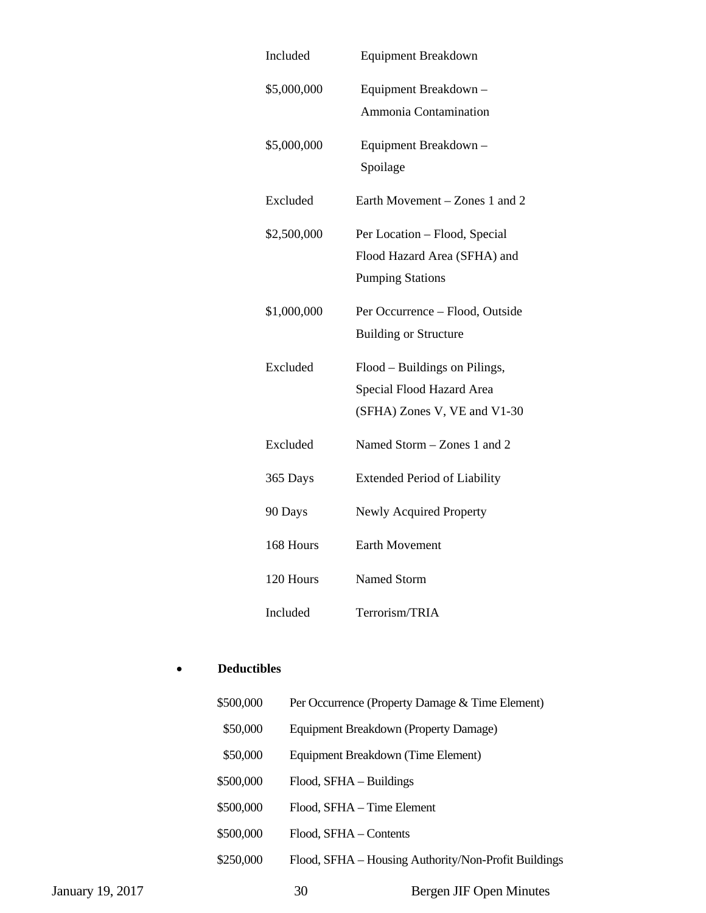| | |
|---|---|
| Included | Equipment Breakdown |
| $5,000,000 | Equipment Breakdown – Ammonia Contamination |
| $5,000,000 | Equipment Breakdown – Spoilage |
| Excluded | Earth Movement – Zones 1 and 2 |
| $2,500,000 | Per Location – Flood, Special Flood Hazard Area (SFHA) and Pumping Stations |
| $1,000,000 | Per Occurrence – Flood, Outside Building or Structure |
| Excluded | Flood – Buildings on Pilings, Special Flood Hazard Area (SFHA) Zones V, VE and V1-30 |
| Excluded | Named Storm – Zones 1 and 2 |
| 365 Days | Extended Period of Liability |
| 90 Days | Newly Acquired Property |
| 168 Hours | Earth Movement |
| 120 Hours | Named Storm |
| Included | Terrorism/TRIA |

- **Deductibles**

| | |
|---|---|
| $500,000 | Per Occurrence (Property Damage & Time Element) |
| $50,000 | Equipment Breakdown (Property Damage) |
| $50,000 | Equipment Breakdown (Time Element) |
| $500,000 | Flood, SFHA – Buildings |
| $500,000 | Flood, SFHA – Time Element |
| $500,000 | Flood, SFHA – Contents |
| $250,000 | Flood, SFHA – Housing Authority/Non-Profit Buildings |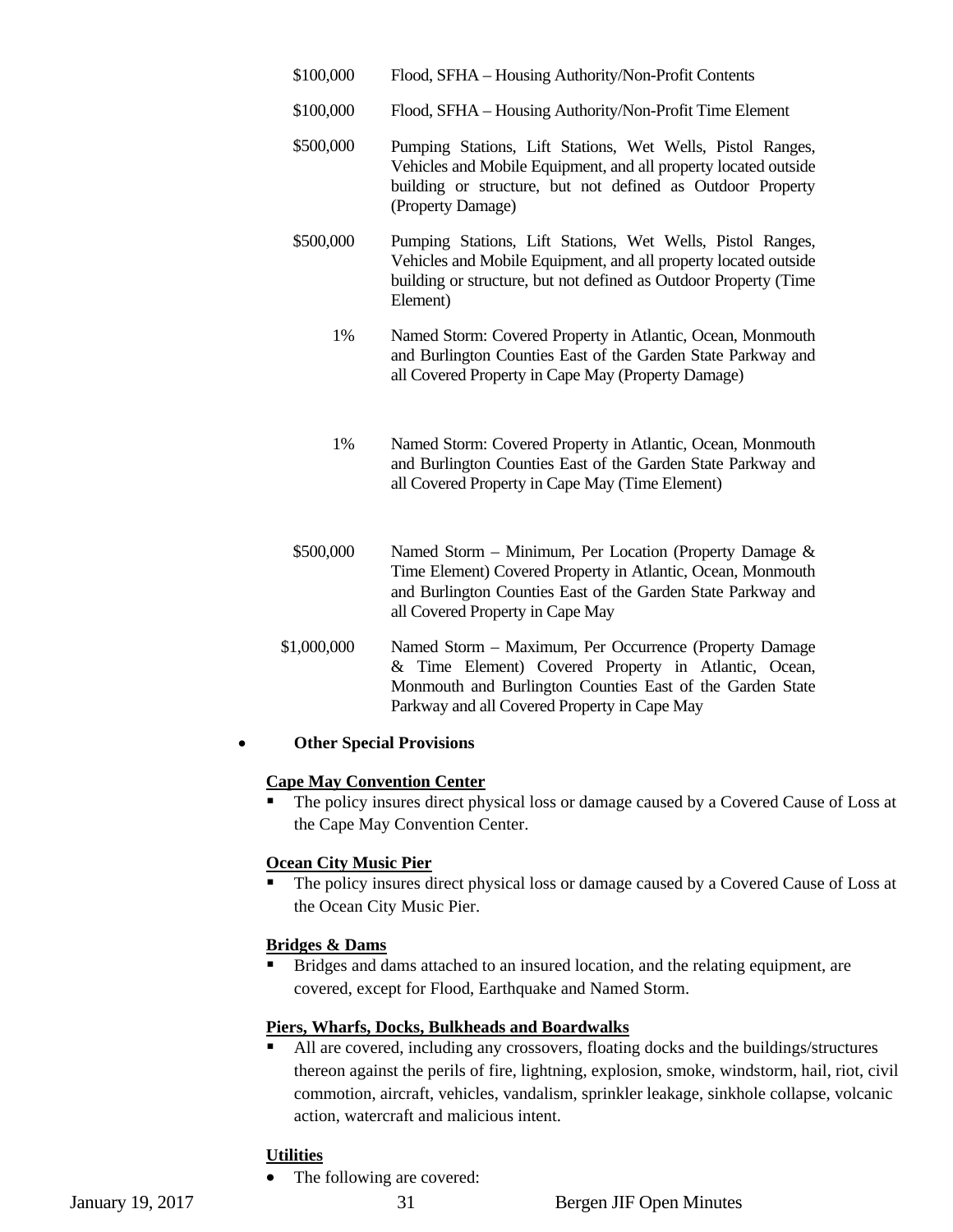| | |
|---|---|
| \$100,000 | Flood, SFHA – Housing Authority/Non-Profit Contents |
| \$100,000 | Flood, SFHA – Housing Authority/Non-Profit Time Element |
| \$500,000 | Pumping Stations, Lift Stations, Wet Wells, Pistol Ranges, Vehicles and Mobile Equipment, and all property located outside building or structure, but not defined as Outdoor Property (Property Damage) |
| \$500,000 | Pumping Stations, Lift Stations, Wet Wells, Pistol Ranges, Vehicles and Mobile Equipment, and all property located outside building or structure, but not defined as Outdoor Property (Time Element) |
| 1% | Named Storm: Covered Property in Atlantic, Ocean, Monmouth and Burlington Counties East of the Garden State Parkway and all Covered Property in Cape May (Property Damage) |
| 1% | Named Storm: Covered Property in Atlantic, Ocean, Monmouth and Burlington Counties East of the Garden State Parkway and all Covered Property in Cape May (Time Element) |
| \$500,000 | Named Storm – Minimum, Per Location (Property Damage & Time Element) Covered Property in Atlantic, Ocean, Monmouth and Burlington Counties East of the Garden State Parkway and all Covered Property in Cape May |
| \$1,000,000 | Named Storm – Maximum, Per Occurrence (Property Damage & Time Element) Covered Property in Atlantic, Ocean, Monmouth and Burlington Counties East of the Garden State Parkway and all Covered Property in Cape May |

- **Other Special Provisions**

**Cape May Convention Center**

- The policy insures direct physical loss or damage caused by a Covered Cause of Loss at the Cape May Convention Center.

**Ocean City Music Pier**

- The policy insures direct physical loss or damage caused by a Covered Cause of Loss at the Ocean City Music Pier.

**Bridges & Dams**

- Bridges and dams attached to an insured location, and the relating equipment, are covered, except for Flood, Earthquake and Named Storm.

**Piers, Wharfs, Docks, Bulkheads and Boardwalks**

- All are covered, including any crossovers, floating docks and the buildings/structures thereon against the perils of fire, lightning, explosion, smoke, windstorm, hail, riot, civil commotion, aircraft, vehicles, vandalism, sprinkler leakage, sinkhole collapse, volcanic action, watercraft and malicious intent.

**Utilities**

- The following are covered: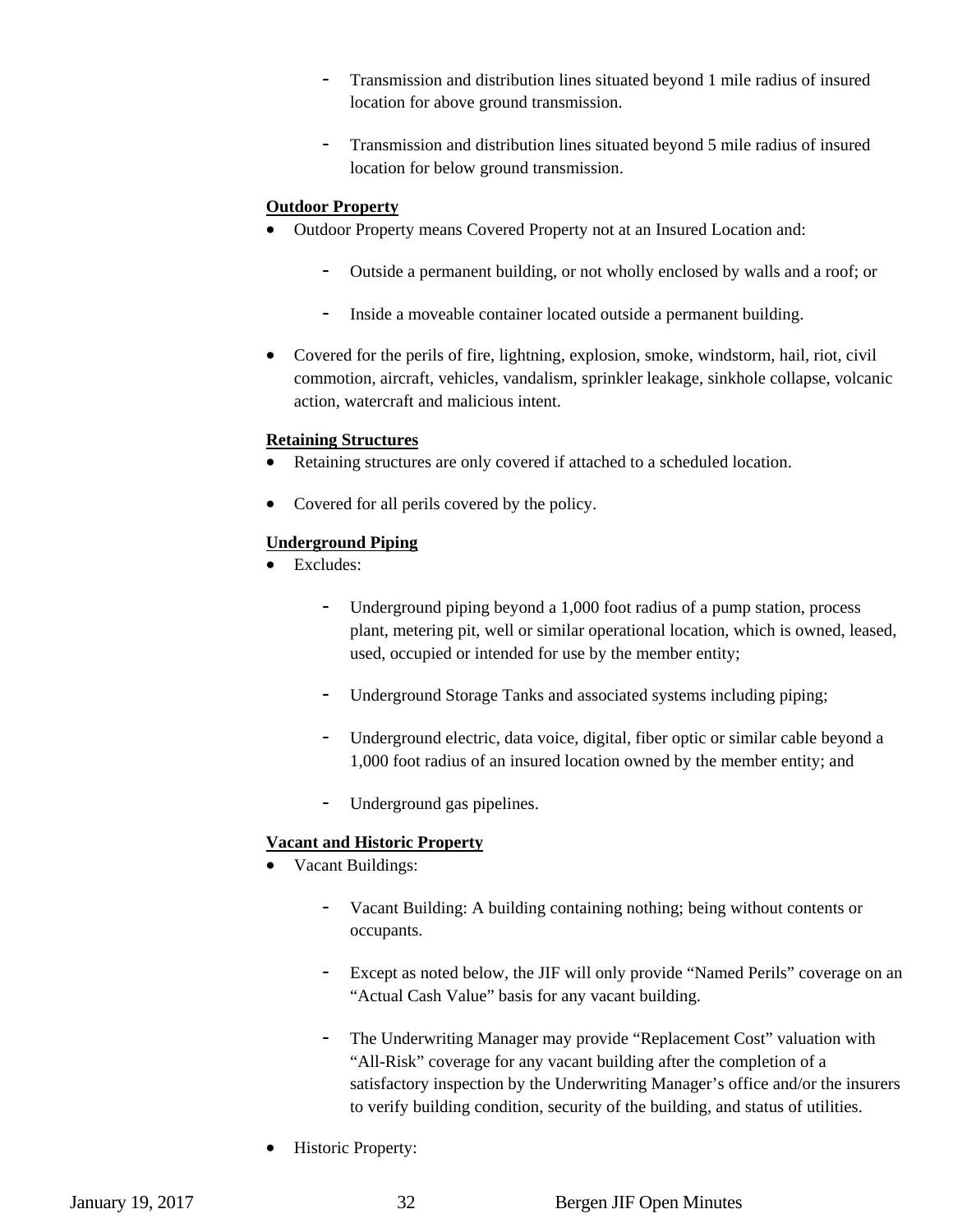- Transmission and distribution lines situated beyond 1 mile radius of insured location for above ground transmission.

  - Transmission and distribution lines situated beyond 5 mile radius of insured location for below ground transmission.

**Outdoor Property**

- Outdoor Property means Covered Property not at an Insured Location and:

  - Outside a permanent building, or not wholly enclosed by walls and a roof; or

  - Inside a moveable container located outside a permanent building.

- Covered for the perils of fire, lightning, explosion, smoke, windstorm, hail, riot, civil commotion, aircraft, vehicles, vandalism, sprinkler leakage, sinkhole collapse, volcanic action, watercraft and malicious intent.

**Retaining Structures**

- Retaining structures are only covered if attached to a scheduled location.

- Covered for all perils covered by the policy.

**Underground Piping**

- Excludes:

  - Underground piping beyond a 1,000 foot radius of a pump station, process plant, metering pit, well or similar operational location, which is owned, leased, used, occupied or intended for use by the member entity;

  - Underground Storage Tanks and associated systems including piping;

  - Underground electric, data voice, digital, fiber optic or similar cable beyond a 1,000 foot radius of an insured location owned by the member entity; and

  - Underground gas pipelines.

**Vacant and Historic Property**

- Vacant Buildings:

  - Vacant Building: A building containing nothing; being without contents or occupants.

  - Except as noted below, the JIF will only provide "Named Perils" coverage on an "Actual Cash Value" basis for any vacant building.

  - The Underwriting Manager may provide "Replacement Cost" valuation with "All-Risk" coverage for any vacant building after the completion of a satisfactory inspection by the Underwriting Manager's office and/or the insurers to verify building condition, security of the building, and status of utilities.

- Historic Property: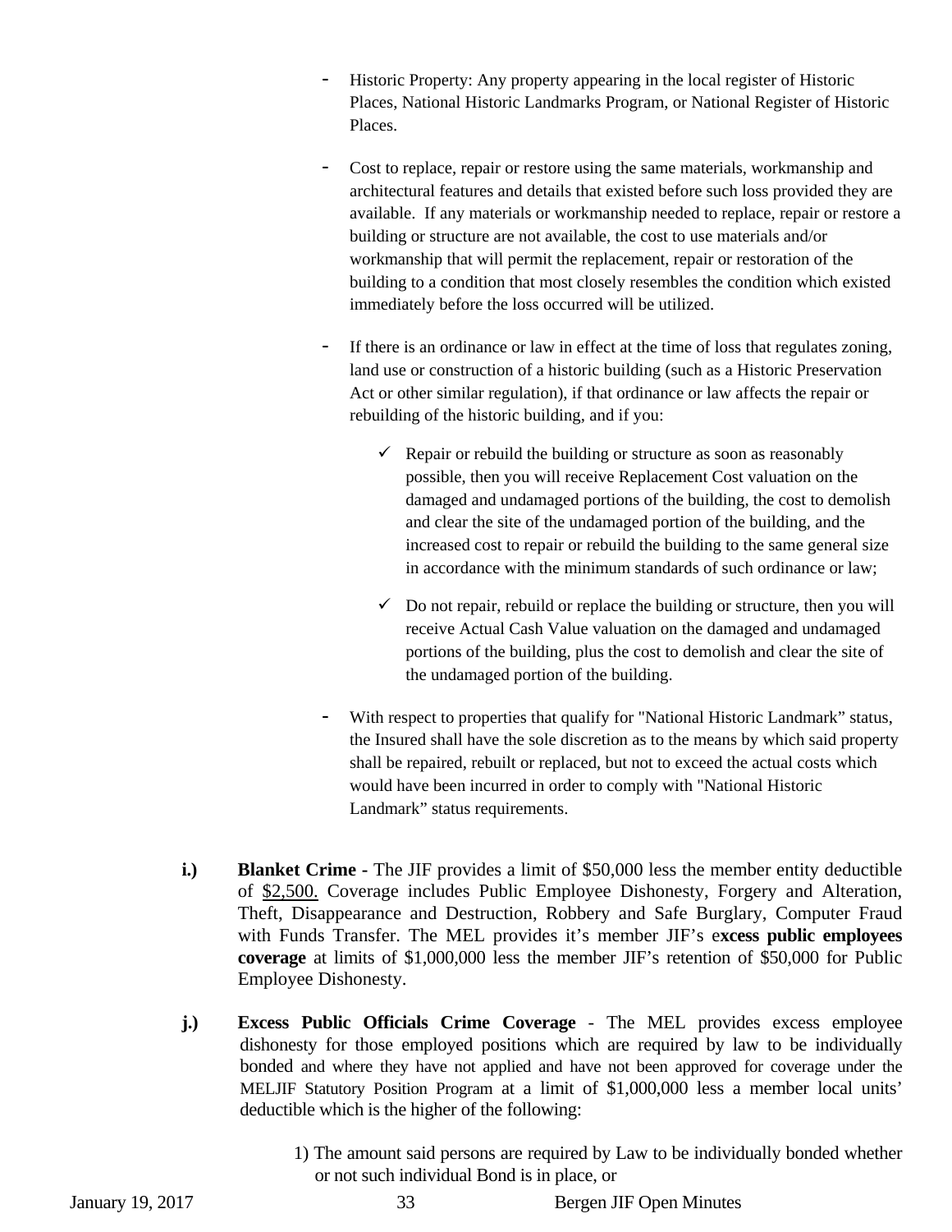- Historic Property: Any property appearing in the local register of Historic Places, National Historic Landmarks Program, or National Register of Historic Places.

- Cost to replace, repair or restore using the same materials, workmanship and architectural features and details that existed before such loss provided they are available. If any materials or workmanship needed to replace, repair or restore a building or structure are not available, the cost to use materials and/or workmanship that will permit the replacement, repair or restoration of the building to a condition that most closely resembles the condition which existed immediately before the loss occurred will be utilized.

- If there is an ordinance or law in effect at the time of loss that regulates zoning, land use or construction of a historic building (such as a Historic Preservation Act or other similar regulation), if that ordinance or law affects the repair or rebuilding of the historic building, and if you:

  - ✓ Repair or rebuild the building or structure as soon as reasonably possible, then you will receive Replacement Cost valuation on the damaged and undamaged portions of the building, the cost to demolish and clear the site of the undamaged portion of the building, and the increased cost to repair or rebuild the building to the same general size in accordance with the minimum standards of such ordinance or law;

  - ✓ Do not repair, rebuild or replace the building or structure, then you will receive Actual Cash Value valuation on the damaged and undamaged portions of the building, plus the cost to demolish and clear the site of the undamaged portion of the building.

- With respect to properties that qualify for "National Historic Landmark" status, the Insured shall have the sole discretion as to the means by which said property shall be repaired, rebuilt or replaced, but not to exceed the actual costs which would have been incurred in order to comply with "National Historic Landmark" status requirements.

**i.)** **Blanket Crime -** The JIF provides a limit of $50,000 less the member entity deductible of $2,500. Coverage includes Public Employee Dishonesty, Forgery and Alteration, Theft, Disappearance and Destruction, Robbery and Safe Burglary, Computer Fraud with Funds Transfer. The MEL provides it's member JIF's e**xcess public employees coverage** at limits of $1,000,000 less the member JIF's retention of $50,000 for Public Employee Dishonesty.

**j.)** **Excess Public Officials Crime Coverage** - The MEL provides excess employee dishonesty for those employed positions which are required by law to be individually bonded and where they have not applied and have not been approved for coverage under the MELJIF Statutory Position Program at a limit of $1,000,000 less a member local units' deductible which is the higher of the following:

1) The amount said persons are required by Law to be individually bonded whether or not such individual Bond is in place, or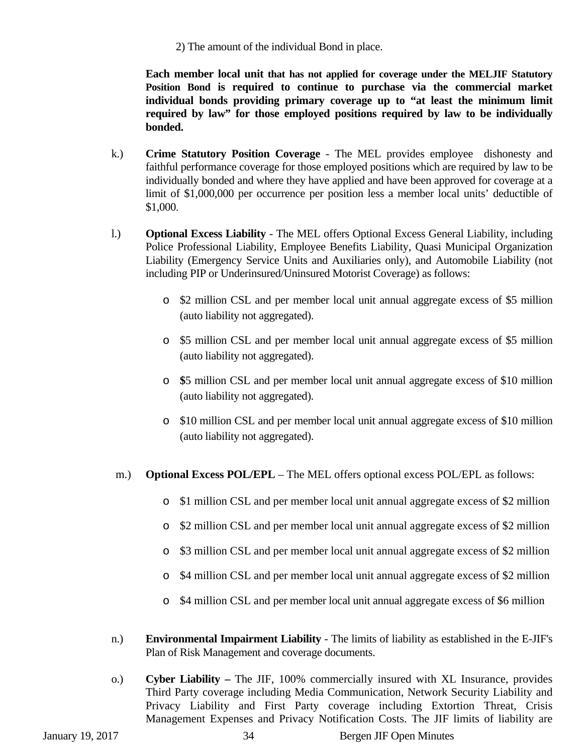2) The amount of the individual Bond in place.

**Each member local unit that has not applied for coverage under the MELJIF Statutory Position Bond is required to continue to purchase via the commercial market individual bonds providing primary coverage up to "at least the minimum limit required by law" for those employed positions required by law to be individually bonded.**

k.) **Crime Statutory Position Coverage** - The MEL provides employee dishonesty and faithful performance coverage for those employed positions which are required by law to be individually bonded and where they have applied and have been approved for coverage at a limit of $1,000,000 per occurrence per position less a member local units' deductible of $1,000.

l.) **Optional Excess Liability** - The MEL offers Optional Excess General Liability, including Police Professional Liability, Employee Benefits Liability, Quasi Municipal Organization Liability (Emergency Service Units and Auxiliaries only), and Automobile Liability (not including PIP or Underinsured/Uninsured Motorist Coverage) as follows:

- $2 million CSL and per member local unit annual aggregate excess of $5 million (auto liability not aggregated).
- $5 million CSL and per member local unit annual aggregate excess of $5 million (auto liability not aggregated).
- **$**5 million CSL and per member local unit annual aggregate excess of $10 million (auto liability not aggregated).
- $10 million CSL and per member local unit annual aggregate excess of $10 million (auto liability not aggregated).

m.) **Optional Excess POL/EPL** – The MEL offers optional excess POL/EPL as follows:

- $1 million CSL and per member local unit annual aggregate excess of $2 million
- $2 million CSL and per member local unit annual aggregate excess of $2 million
- $3 million CSL and per member local unit annual aggregate excess of $2 million
- $4 million CSL and per member local unit annual aggregate excess of $2 million
- $4 million CSL and per member local unit annual aggregate excess of $6 million

n.) **Environmental Impairment Liability** - The limits of liability as established in the E-JIF's Plan of Risk Management and coverage documents.

o.) **Cyber Liability –** The JIF, 100% commercially insured with XL Insurance, provides Third Party coverage including Media Communication, Network Security Liability and Privacy Liability and First Party coverage including Extortion Threat, Crisis Management Expenses and Privacy Notification Costs. The JIF limits of liability are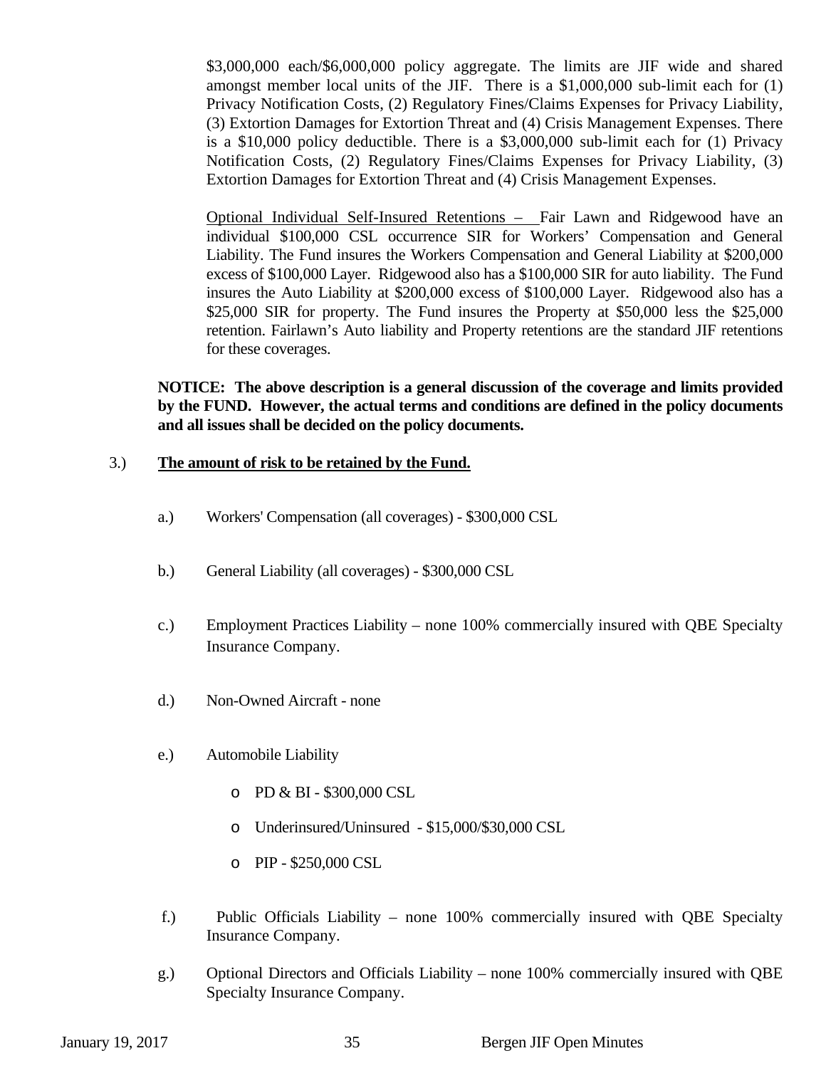$3,000,000 each/$6,000,000 policy aggregate. The limits are JIF wide and shared amongst member local units of the JIF. There is a $1,000,000 sub-limit each for (1) Privacy Notification Costs, (2) Regulatory Fines/Claims Expenses for Privacy Liability, (3) Extortion Damages for Extortion Threat and (4) Crisis Management Expenses. There is a $10,000 policy deductible. There is a $3,000,000 sub-limit each for (1) Privacy Notification Costs, (2) Regulatory Fines/Claims Expenses for Privacy Liability, (3) Extortion Damages for Extortion Threat and (4) Crisis Management Expenses.

Optional Individual Self-Insured Retentions – Fair Lawn and Ridgewood have an individual $100,000 CSL occurrence SIR for Workers' Compensation and General Liability. The Fund insures the Workers Compensation and General Liability at $200,000 excess of $100,000 Layer. Ridgewood also has a $100,000 SIR for auto liability. The Fund insures the Auto Liability at $200,000 excess of $100,000 Layer. Ridgewood also has a $25,000 SIR for property. The Fund insures the Property at $50,000 less the $25,000 retention. Fairlawn's Auto liability and Property retentions are the standard JIF retentions for these coverages.

**NOTICE: The above description is a general discussion of the coverage and limits provided by the FUND. However, the actual terms and conditions are defined in the policy documents and all issues shall be decided on the policy documents.**

3.) **The amount of risk to be retained by the Fund.**

a.) Workers' Compensation (all coverages) - $300,000 CSL

b.) General Liability (all coverages) - $300,000 CSL

c.) Employment Practices Liability – none 100% commercially insured with QBE Specialty Insurance Company.

d.) Non-Owned Aircraft - none

e.) Automobile Liability

- PD & BI - $300,000 CSL
- Underinsured/Uninsured - $15,000/$30,000 CSL
- PIP - $250,000 CSL

f.) Public Officials Liability – none 100% commercially insured with QBE Specialty Insurance Company.

g.) Optional Directors and Officials Liability – none 100% commercially insured with QBE Specialty Insurance Company.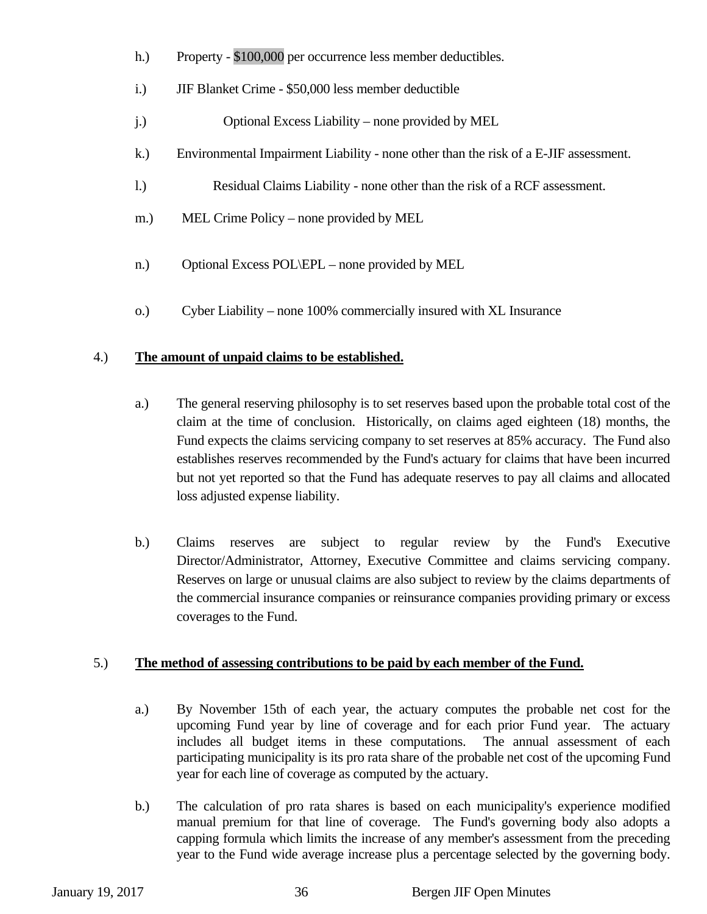h.) Property - $100,000 per occurrence less member deductibles.

i.) JIF Blanket Crime - $50,000 less member deductible

j.) Optional Excess Liability – none provided by MEL

k.) Environmental Impairment Liability - none other than the risk of a E-JIF assessment.

l.) Residual Claims Liability - none other than the risk of a RCF assessment.

m.) MEL Crime Policy – none provided by MEL

n.) Optional Excess POL\EPL – none provided by MEL

o.) Cyber Liability – none 100% commercially insured with XL Insurance

4.) **<u>The amount of unpaid claims to be established.</u>**

a.) The general reserving philosophy is to set reserves based upon the probable total cost of the claim at the time of conclusion. Historically, on claims aged eighteen (18) months, the Fund expects the claims servicing company to set reserves at 85% accuracy. The Fund also establishes reserves recommended by the Fund's actuary for claims that have been incurred but not yet reported so that the Fund has adequate reserves to pay all claims and allocated loss adjusted expense liability.

b.) Claims reserves are subject to regular review by the Fund's Executive Director/Administrator, Attorney, Executive Committee and claims servicing company. Reserves on large or unusual claims are also subject to review by the claims departments of the commercial insurance companies or reinsurance companies providing primary or excess coverages to the Fund.

5.) **<u>The method of assessing contributions to be paid by each member of the Fund.</u>**

a.) By November 15th of each year, the actuary computes the probable net cost for the upcoming Fund year by line of coverage and for each prior Fund year. The actuary includes all budget items in these computations. The annual assessment of each participating municipality is its pro rata share of the probable net cost of the upcoming Fund year for each line of coverage as computed by the actuary.

b.) The calculation of pro rata shares is based on each municipality's experience modified manual premium for that line of coverage. The Fund's governing body also adopts a capping formula which limits the increase of any member's assessment from the preceding year to the Fund wide average increase plus a percentage selected by the governing body.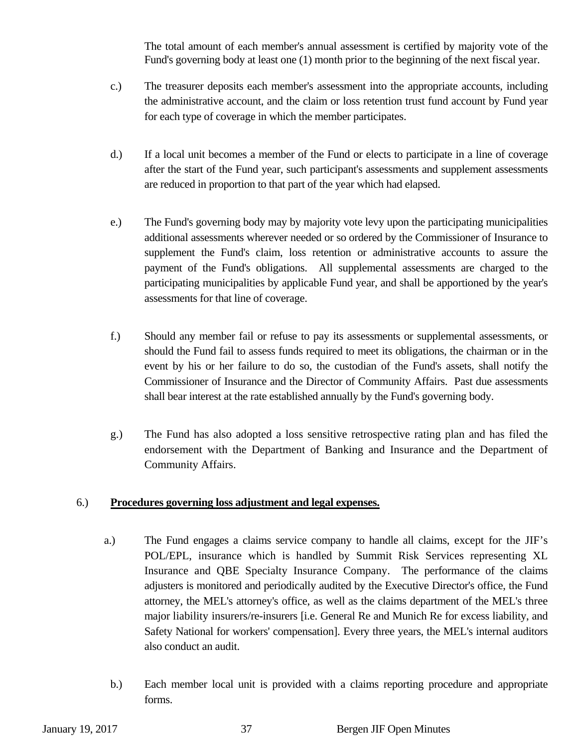The total amount of each member's annual assessment is certified by majority vote of the Fund's governing body at least one (1) month prior to the beginning of the next fiscal year.

c.) The treasurer deposits each member's assessment into the appropriate accounts, including the administrative account, and the claim or loss retention trust fund account by Fund year for each type of coverage in which the member participates.

d.) If a local unit becomes a member of the Fund or elects to participate in a line of coverage after the start of the Fund year, such participant's assessments and supplement assessments are reduced in proportion to that part of the year which had elapsed.

e.) The Fund's governing body may by majority vote levy upon the participating municipalities additional assessments wherever needed or so ordered by the Commissioner of Insurance to supplement the Fund's claim, loss retention or administrative accounts to assure the payment of the Fund's obligations. All supplemental assessments are charged to the participating municipalities by applicable Fund year, and shall be apportioned by the year's assessments for that line of coverage.

f.) Should any member fail or refuse to pay its assessments or supplemental assessments, or should the Fund fail to assess funds required to meet its obligations, the chairman or in the event by his or her failure to do so, the custodian of the Fund's assets, shall notify the Commissioner of Insurance and the Director of Community Affairs. Past due assessments shall bear interest at the rate established annually by the Fund's governing body.

g.) The Fund has also adopted a loss sensitive retrospective rating plan and has filed the endorsement with the Department of Banking and Insurance and the Department of Community Affairs.

6.) **<u>Procedures governing loss adjustment and legal expenses.</u>**

a.) The Fund engages a claims service company to handle all claims, except for the JIF's POL/EPL, insurance which is handled by Summit Risk Services representing XL Insurance and QBE Specialty Insurance Company. The performance of the claims adjusters is monitored and periodically audited by the Executive Director's office, the Fund attorney, the MEL's attorney's office, as well as the claims department of the MEL's three major liability insurers/re-insurers [i.e. General Re and Munich Re for excess liability, and Safety National for workers' compensation]. Every three years, the MEL's internal auditors also conduct an audit.

b.) Each member local unit is provided with a claims reporting procedure and appropriate forms.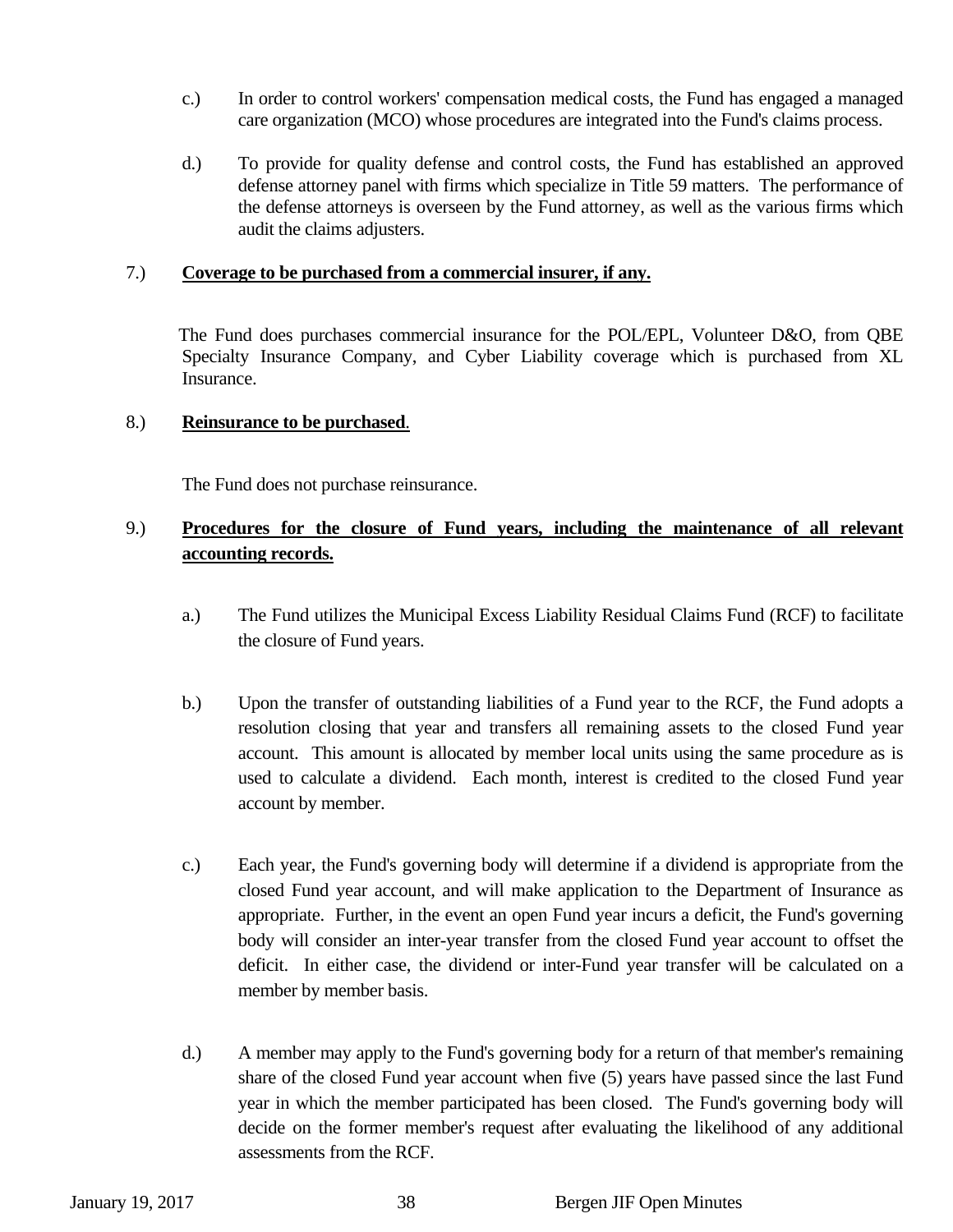c.) In order to control workers' compensation medical costs, the Fund has engaged a managed care organization (MCO) whose procedures are integrated into the Fund's claims process.

d.) To provide for quality defense and control costs, the Fund has established an approved defense attorney panel with firms which specialize in Title 59 matters. The performance of the defense attorneys is overseen by the Fund attorney, as well as the various firms which audit the claims adjusters.

7.) **<u>Coverage to be purchased from a commercial insurer, if any.</u>**

The Fund does purchases commercial insurance for the POL/EPL, Volunteer D&O, from QBE Specialty Insurance Company, and Cyber Liability coverage which is purchased from XL Insurance.

8.) **<u>Reinsurance to be purchased</u>**.

The Fund does not purchase reinsurance.

9.) **<u>Procedures for the closure of Fund years, including the maintenance of all relevant accounting records.</u>**

a.) The Fund utilizes the Municipal Excess Liability Residual Claims Fund (RCF) to facilitate the closure of Fund years.

b.) Upon the transfer of outstanding liabilities of a Fund year to the RCF, the Fund adopts a resolution closing that year and transfers all remaining assets to the closed Fund year account. This amount is allocated by member local units using the same procedure as is used to calculate a dividend. Each month, interest is credited to the closed Fund year account by member.

c.) Each year, the Fund's governing body will determine if a dividend is appropriate from the closed Fund year account, and will make application to the Department of Insurance as appropriate. Further, in the event an open Fund year incurs a deficit, the Fund's governing body will consider an inter-year transfer from the closed Fund year account to offset the deficit. In either case, the dividend or inter-Fund year transfer will be calculated on a member by member basis.

d.) A member may apply to the Fund's governing body for a return of that member's remaining share of the closed Fund year account when five (5) years have passed since the last Fund year in which the member participated has been closed. The Fund's governing body will decide on the former member's request after evaluating the likelihood of any additional assessments from the RCF.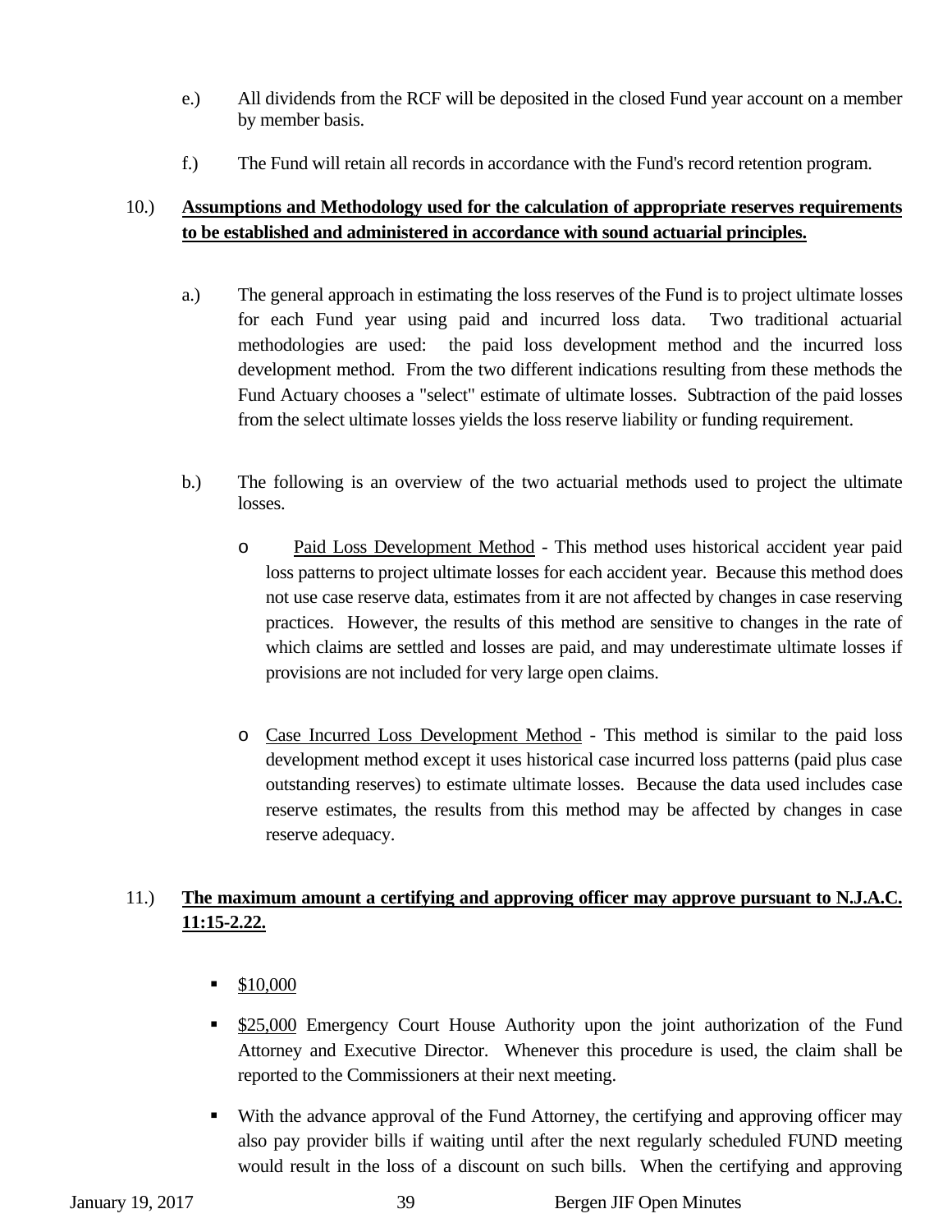e.) All dividends from the RCF will be deposited in the closed Fund year account on a member by member basis.

f.) The Fund will retain all records in accordance with the Fund's record retention program.

10.) **<u>Assumptions and Methodology used for the calculation of appropriate reserves requirements to be established and administered in accordance with sound actuarial principles.</u>**

a.) The general approach in estimating the loss reserves of the Fund is to project ultimate losses for each Fund year using paid and incurred loss data. Two traditional actuarial methodologies are used: the paid loss development method and the incurred loss development method. From the two different indications resulting from these methods the Fund Actuary chooses a "select" estimate of ultimate losses. Subtraction of the paid losses from the select ultimate losses yields the loss reserve liability or funding requirement.

b.) The following is an overview of the two actuarial methods used to project the ultimate losses.

- <u>Paid Loss Development Method</u> - This method uses historical accident year paid loss patterns to project ultimate losses for each accident year. Because this method does not use case reserve data, estimates from it are not affected by changes in case reserving practices. However, the results of this method are sensitive to changes in the rate of which claims are settled and losses are paid, and may underestimate ultimate losses if provisions are not included for very large open claims.

- <u>Case Incurred Loss Development Method</u> - This method is similar to the paid loss development method except it uses historical case incurred loss patterns (paid plus case outstanding reserves) to estimate ultimate losses. Because the data used includes case reserve estimates, the results from this method may be affected by changes in case reserve adequacy.

11.) **<u>The maximum amount a certifying and approving officer may approve pursuant to N.J.A.C. 11:15-2.22.</u>**

- <u>$10,000</u>
- <u>$25,000</u> Emergency Court House Authority upon the joint authorization of the Fund Attorney and Executive Director. Whenever this procedure is used, the claim shall be reported to the Commissioners at their next meeting.
- With the advance approval of the Fund Attorney, the certifying and approving officer may also pay provider bills if waiting until after the next regularly scheduled FUND meeting would result in the loss of a discount on such bills. When the certifying and approving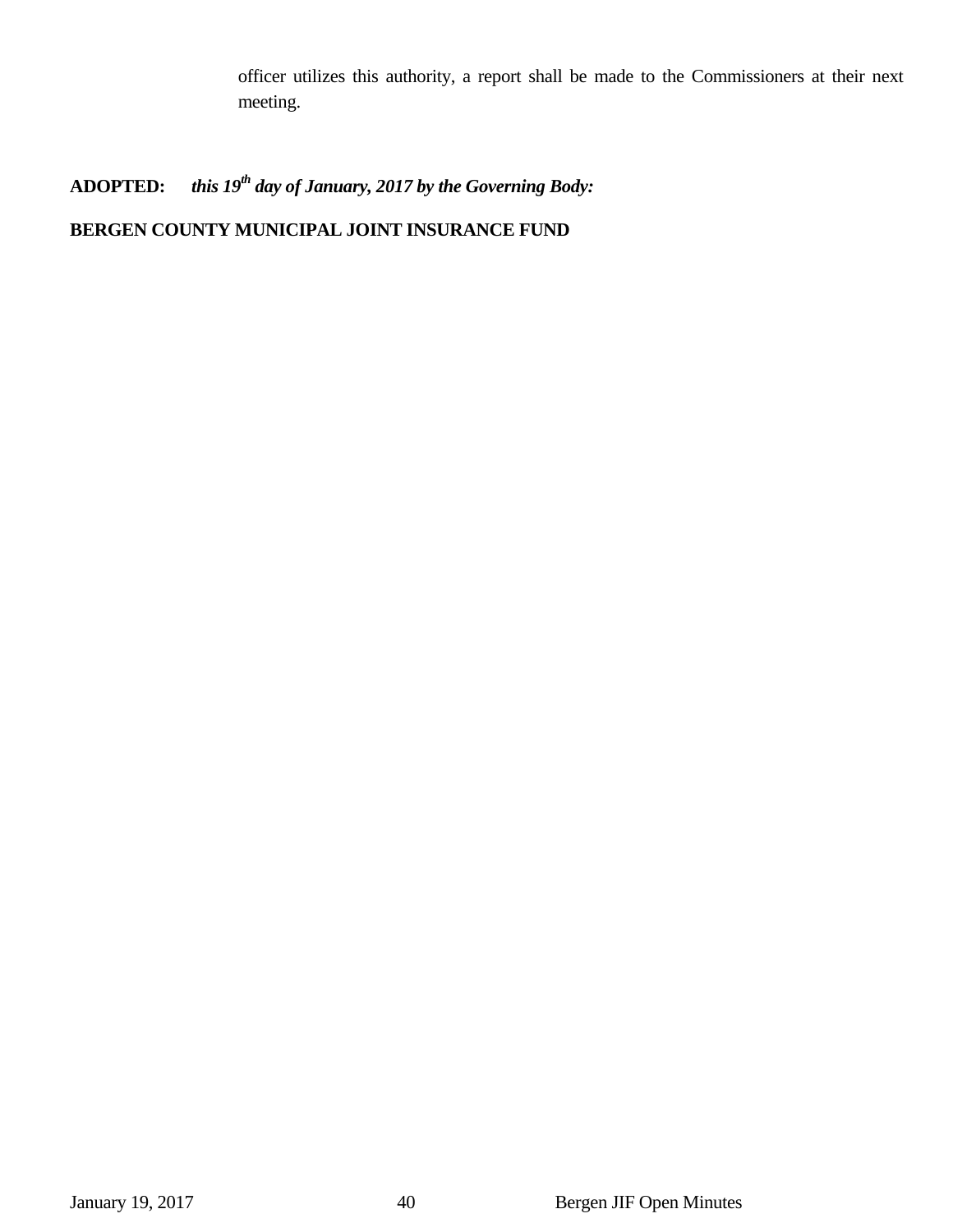officer utilizes this authority, a report shall be made to the Commissioners at their next meeting.

**ADOPTED:** ***this 19th day of January, 2017 by the Governing Body:***

**BERGEN COUNTY MUNICIPAL JOINT INSURANCE FUND**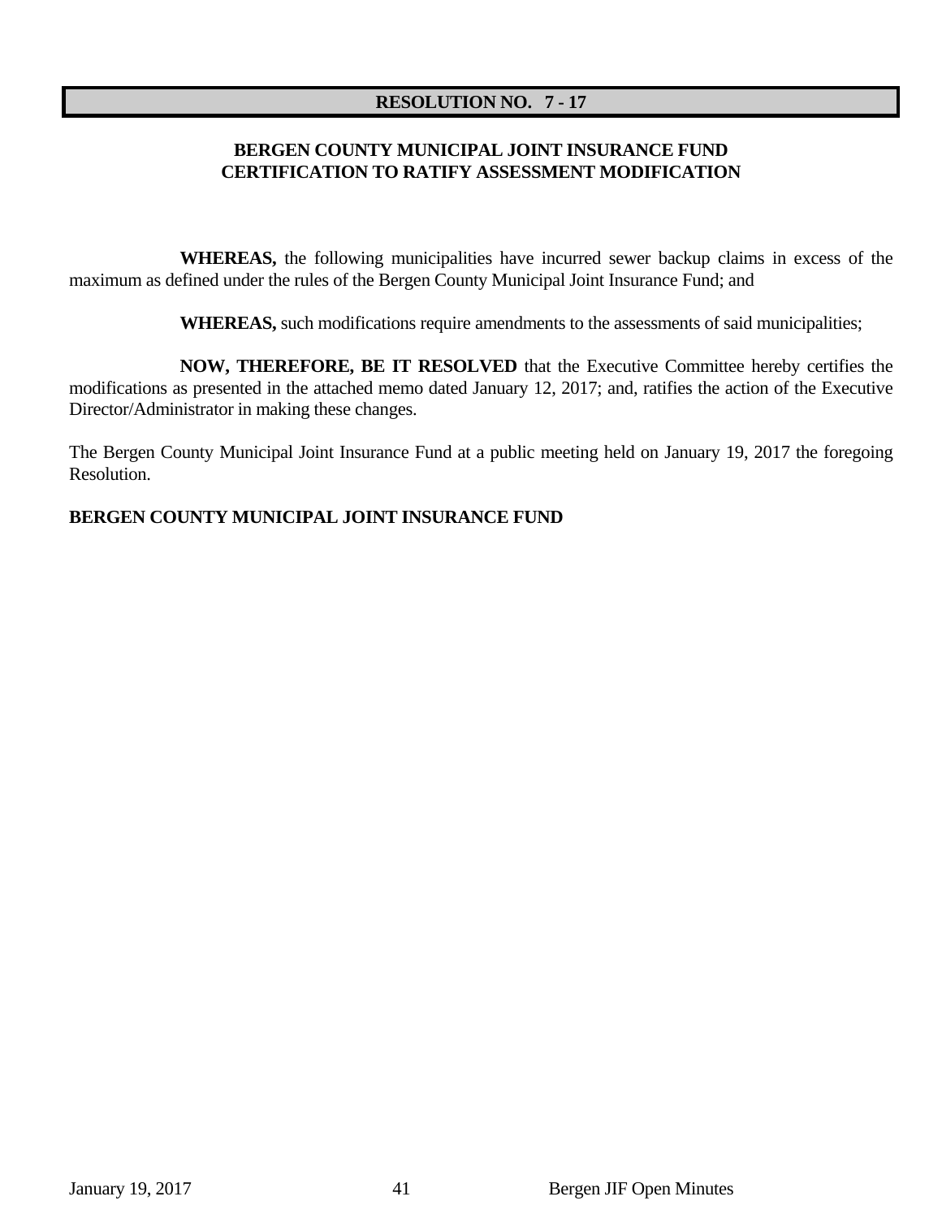## RESOLUTION NO. 7 - 17

### BERGEN COUNTY MUNICIPAL JOINT INSURANCE FUND
### CERTIFICATION TO RATIFY ASSESSMENT MODIFICATION

**WHEREAS,** the following municipalities have incurred sewer backup claims in excess of the maximum as defined under the rules of the Bergen County Municipal Joint Insurance Fund; and

**WHEREAS,** such modifications require amendments to the assessments of said municipalities;

**NOW, THEREFORE, BE IT RESOLVED** that the Executive Committee hereby certifies the modifications as presented in the attached memo dated January 12, 2017; and, ratifies the action of the Executive Director/Administrator in making these changes.

The Bergen County Municipal Joint Insurance Fund at a public meeting held on January 19, 2017 the foregoing Resolution.

**BERGEN COUNTY MUNICIPAL JOINT INSURANCE FUND**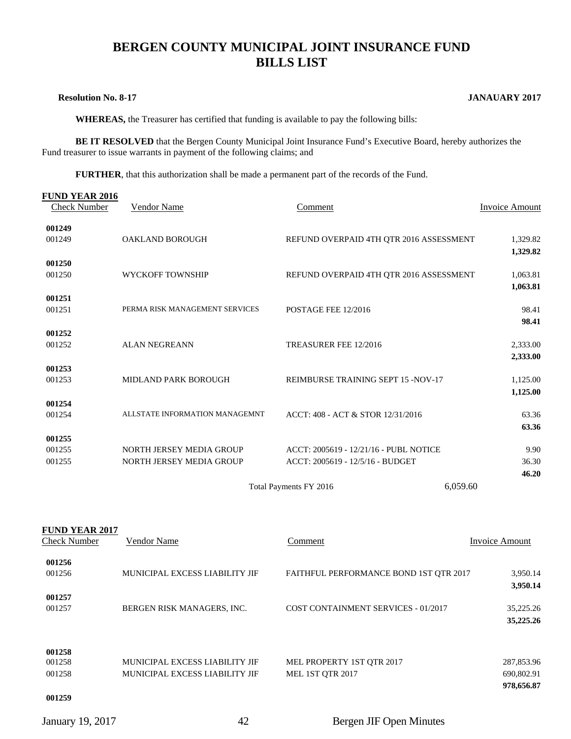# BERGEN COUNTY MUNICIPAL JOINT INSURANCE FUND
# BILLS LIST

**Resolution No. 8-17** **JANAUARY 2017**

**WHEREAS,** the Treasurer has certified that funding is available to pay the following bills:

**BE IT RESOLVED** that the Bergen County Municipal Joint Insurance Fund's Executive Board, hereby authorizes the Fund treasurer to issue warrants in payment of the following claims; and

**FURTHER**, that this authorization shall be made a permanent part of the records of the Fund.

**FUND YEAR 2016**

| Check Number | Vendor Name | Comment | Invoice Amount |
|---|---|---|---|
| **001249** | | | |
| 001249 | OAKLAND BOROUGH | REFUND OVERPAID 4TH QTR 2016 ASSESSMENT | 1,329.82 |
| | | | **1,329.82** |
| **001250** | | | |
| 001250 | WYCKOFF TOWNSHIP | REFUND OVERPAID 4TH QTR 2016 ASSESSMENT | 1,063.81 |
| | | | **1,063.81** |
| **001251** | | | |
| 001251 | PERMA RISK MANAGEMENT SERVICES | POSTAGE FEE 12/2016 | 98.41 |
| | | | **98.41** |
| **001252** | | | |
| 001252 | ALAN NEGREANN | TREASURER FEE 12/2016 | 2,333.00 |
| | | | **2,333.00** |
| **001253** | | | |
| 001253 | MIDLAND PARK BOROUGH | REIMBURSE TRAINING SEPT 15 -NOV-17 | 1,125.00 |
| | | | **1,125.00** |
| **001254** | | | |
| 001254 | ALLSTATE INFORMATION MANAGEMNT | ACCT: 408 - ACT & STOR 12/31/2016 | 63.36 |
| | | | **63.36** |
| **001255** | | | |
| 001255 | NORTH JERSEY MEDIA GROUP | ACCT: 2005619 - 12/21/16 - PUBL NOTICE | 9.90 |
| 001255 | NORTH JERSEY MEDIA GROUP | ACCT: 2005619 - 12/5/16 - BUDGET | 36.30 |
| | | | **46.20** |
| | | Total Payments FY 2016 | 6,059.60 |

**FUND YEAR 2017**

| Check Number | Vendor Name | Comment | Invoice Amount |
|---|---|---|---|
| **001256** | | | |
| 001256 | MUNICIPAL EXCESS LIABILITY JIF | FAITHFUL PERFORMANCE BOND 1ST QTR 2017 | 3,950.14 |
| | | | **3,950.14** |
| **001257** | | | |
| 001257 | BERGEN RISK MANAGERS, INC. | COST CONTAINMENT SERVICES - 01/2017 | 35,225.26 |
| | | | **35,225.26** |
| **001258** | | | |
| 001258 | MUNICIPAL EXCESS LIABILITY JIF | MEL PROPERTY 1ST QTR 2017 | 287,853.96 |
| 001258 | MUNICIPAL EXCESS LIABILITY JIF | MEL 1ST QTR 2017 | 690,802.91 |
| | | | **978,656.87** |
| **001259** | | | |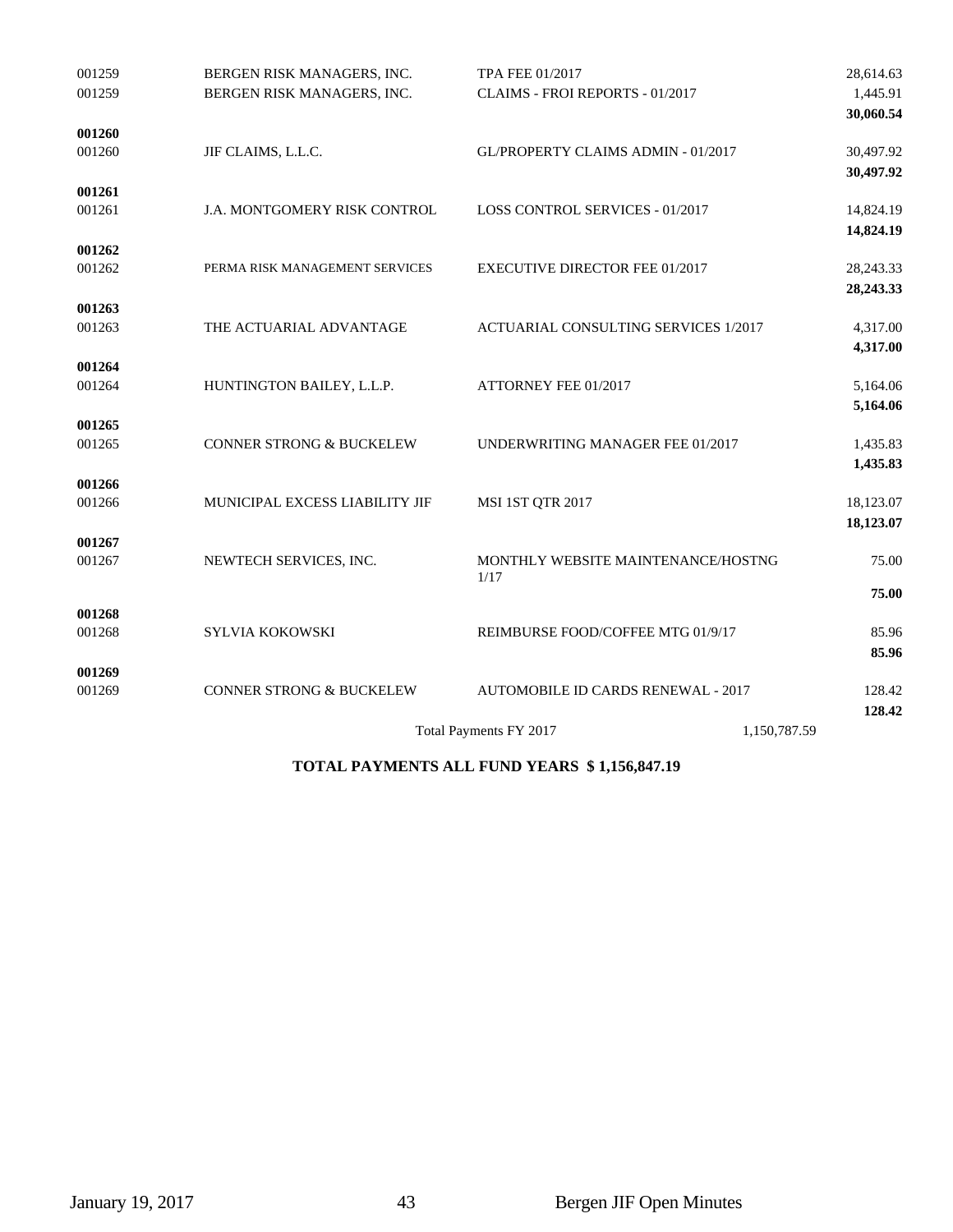| | | | |
|---|---|---|---|
| 001259 | BERGEN RISK MANAGERS, INC. | TPA FEE 01/2017 | 28,614.63 |
| 001259 | BERGEN RISK MANAGERS, INC. | CLAIMS - FROI REPORTS - 01/2017 | 1,445.91 |
| | | | **30,060.54** |
| **001260** | | | |
| 001260 | JIF CLAIMS, L.L.C. | GL/PROPERTY CLAIMS ADMIN - 01/2017 | 30,497.92 |
| | | | **30,497.92** |
| **001261** | | | |
| 001261 | J.A. MONTGOMERY RISK CONTROL | LOSS CONTROL SERVICES - 01/2017 | 14,824.19 |
| | | | **14,824.19** |
| **001262** | | | |
| 001262 | PERMA RISK MANAGEMENT SERVICES | EXECUTIVE DIRECTOR FEE 01/2017 | 28,243.33 |
| | | | **28,243.33** |
| **001263** | | | |
| 001263 | THE ACTUARIAL ADVANTAGE | ACTUARIAL CONSULTING SERVICES 1/2017 | 4,317.00 |
| | | | **4,317.00** |
| **001264** | | | |
| 001264 | HUNTINGTON BAILEY, L.L.P. | ATTORNEY FEE 01/2017 | 5,164.06 |
| | | | **5,164.06** |
| **001265** | | | |
| 001265 | CONNER STRONG & BUCKELEW | UNDERWRITING MANAGER FEE 01/2017 | 1,435.83 |
| | | | **1,435.83** |
| **001266** | | | |
| 001266 | MUNICIPAL EXCESS LIABILITY JIF | MSI 1ST QTR 2017 | 18,123.07 |
| | | | **18,123.07** |
| **001267** | | | |
| 001267 | NEWTECH SERVICES, INC. | MONTHLY WEBSITE MAINTENANCE/HOSTNG 1/17 | 75.00 |
| | | | **75.00** |
| **001268** | | | |
| 001268 | SYLVIA KOKOWSKI | REIMBURSE FOOD/COFFEE MTG 01/9/17 | 85.96 |
| | | | **85.96** |
| **001269** | | | |
| 001269 | CONNER STRONG & BUCKELEW | AUTOMOBILE ID CARDS RENEWAL - 2017 | 128.42 |
| | | | **128.42** |
| | | Total Payments FY 2017 | 1,150,787.59 |

**TOTAL PAYMENTS ALL FUND YEARS $ 1,156,847.19**